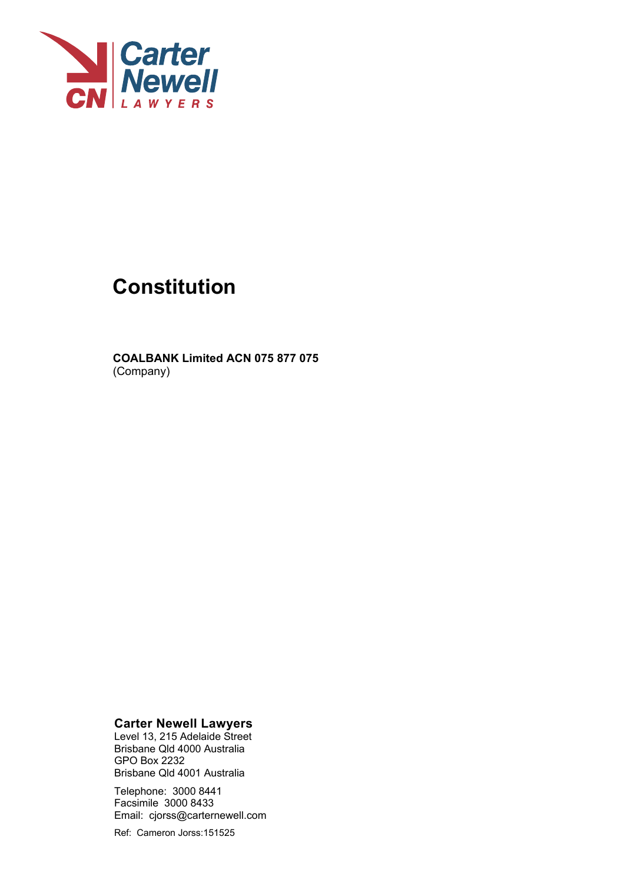Carter Newell
LAWYERS

# Constitution

**COALBANK Limited ACN 075 877 075**
(Company)

**Carter Newell Lawyers**
Level 13, 215 Adelaide Street
Brisbane Qld 4000 Australia
GPO Box 2232
Brisbane Qld 4001 Australia

Telephone: 3000 8441
Facsimile 3000 8433
Email: cjorss@carternewell.com

Ref: Cameron Jorss:151525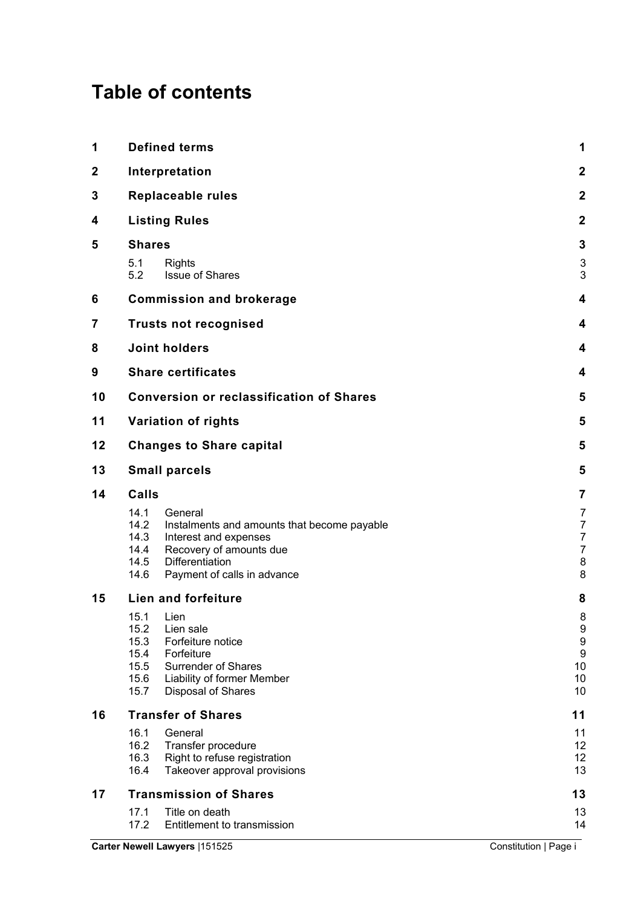# Table of contents

| | | |
|---|---|---|
| **1** | **Defined terms** | **1** |
| **2** | **Interpretation** | **2** |
| **3** | **Replaceable rules** | **2** |
| **4** | **Listing Rules** | **2** |
| **5** | **Shares** | **3** |
| | 5.1 Rights | 3 |
| | 5.2 Issue of Shares | 3 |
| **6** | **Commission and brokerage** | **4** |
| **7** | **Trusts not recognised** | **4** |
| **8** | **Joint holders** | **4** |
| **9** | **Share certificates** | **4** |
| **10** | **Conversion or reclassification of Shares** | **5** |
| **11** | **Variation of rights** | **5** |
| **12** | **Changes to Share capital** | **5** |
| **13** | **Small parcels** | **5** |
| **14** | **Calls** | **7** |
| | 14.1 General | 7 |
| | 14.2 Instalments and amounts that become payable | 7 |
| | 14.3 Interest and expenses | 7 |
| | 14.4 Recovery of amounts due | 7 |
| | 14.5 Differentiation | 8 |
| | 14.6 Payment of calls in advance | 8 |
| **15** | **Lien and forfeiture** | **8** |
| | 15.1 Lien | 8 |
| | 15.2 Lien sale | 9 |
| | 15.3 Forfeiture notice | 9 |
| | 15.4 Forfeiture | 9 |
| | 15.5 Surrender of Shares | 10 |
| | 15.6 Liability of former Member | 10 |
| | 15.7 Disposal of Shares | 10 |
| **16** | **Transfer of Shares** | **11** |
| | 16.1 General | 11 |
| | 16.2 Transfer procedure | 12 |
| | 16.3 Right to refuse registration | 12 |
| | 16.4 Takeover approval provisions | 13 |
| **17** | **Transmission of Shares** | **13** |
| | 17.1 Title on death | 13 |
| | 17.2 Entitlement to transmission | 14 |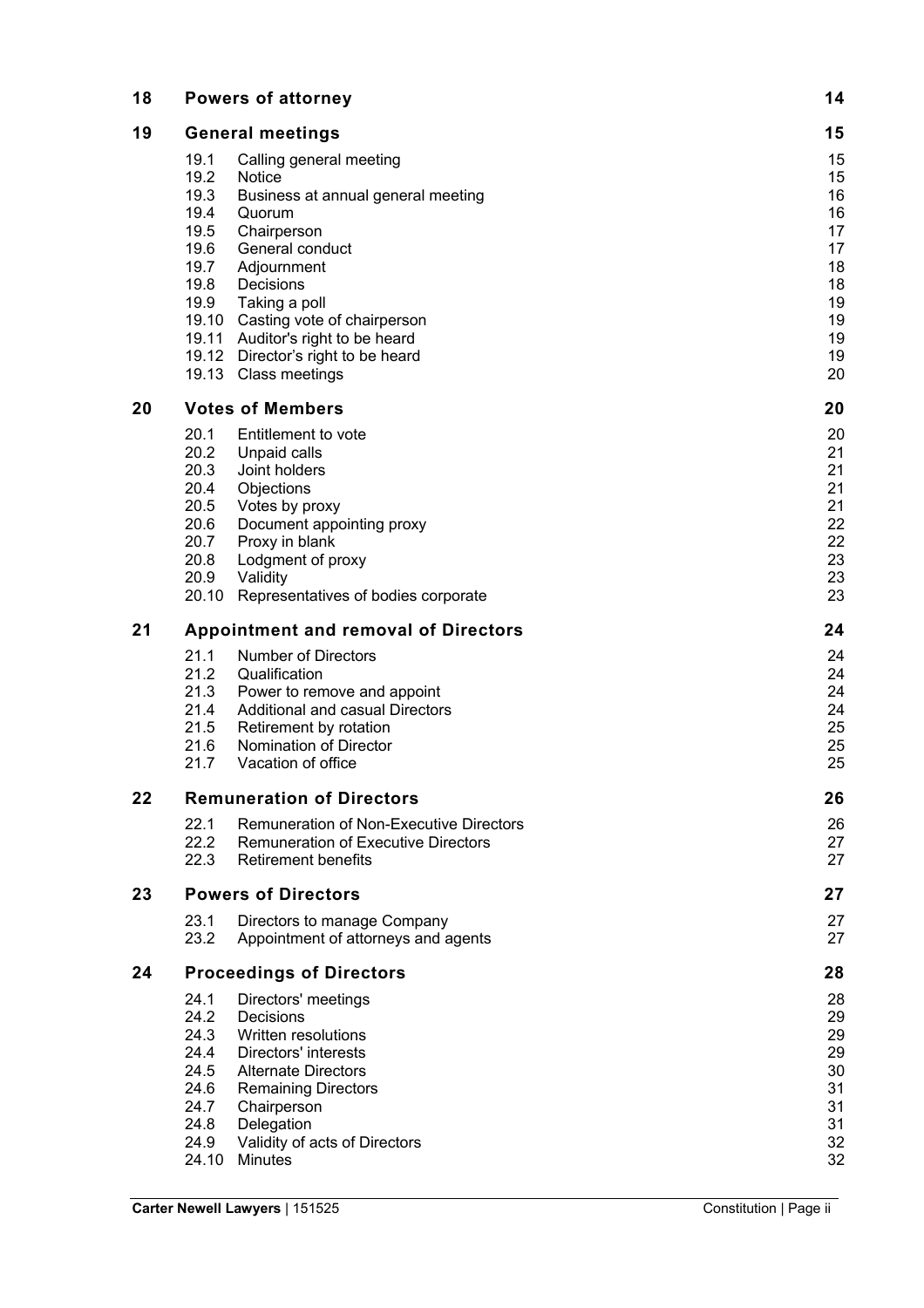| | | | |
|---|---|---|---|
| **18** | **Powers of attorney** | | **14** |
| **19** | **General meetings** | | **15** |
| | 19.1 | Calling general meeting | 15 |
| | 19.2 | Notice | 15 |
| | 19.3 | Business at annual general meeting | 16 |
| | 19.4 | Quorum | 16 |
| | 19.5 | Chairperson | 17 |
| | 19.6 | General conduct | 17 |
| | 19.7 | Adjournment | 18 |
| | 19.8 | Decisions | 18 |
| | 19.9 | Taking a poll | 19 |
| | 19.10 | Casting vote of chairperson | 19 |
| | 19.11 | Auditor's right to be heard | 19 |
| | 19.12 | Director's right to be heard | 19 |
| | 19.13 | Class meetings | 20 |
| **20** | **Votes of Members** | | **20** |
| | 20.1 | Entitlement to vote | 20 |
| | 20.2 | Unpaid calls | 21 |
| | 20.3 | Joint holders | 21 |
| | 20.4 | Objections | 21 |
| | 20.5 | Votes by proxy | 21 |
| | 20.6 | Document appointing proxy | 22 |
| | 20.7 | Proxy in blank | 22 |
| | 20.8 | Lodgment of proxy | 23 |
| | 20.9 | Validity | 23 |
| | 20.10 | Representatives of bodies corporate | 23 |
| **21** | **Appointment and removal of Directors** | | **24** |
| | 21.1 | Number of Directors | 24 |
| | 21.2 | Qualification | 24 |
| | 21.3 | Power to remove and appoint | 24 |
| | 21.4 | Additional and casual Directors | 24 |
| | 21.5 | Retirement by rotation | 25 |
| | 21.6 | Nomination of Director | 25 |
| | 21.7 | Vacation of office | 25 |
| **22** | **Remuneration of Directors** | | **26** |
| | 22.1 | Remuneration of Non-Executive Directors | 26 |
| | 22.2 | Remuneration of Executive Directors | 27 |
| | 22.3 | Retirement benefits | 27 |
| **23** | **Powers of Directors** | | **27** |
| | 23.1 | Directors to manage Company | 27 |
| | 23.2 | Appointment of attorneys and agents | 27 |
| **24** | **Proceedings of Directors** | | **28** |
| | 24.1 | Directors' meetings | 28 |
| | 24.2 | Decisions | 29 |
| | 24.3 | Written resolutions | 29 |
| | 24.4 | Directors' interests | 29 |
| | 24.5 | Alternate Directors | 30 |
| | 24.6 | Remaining Directors | 31 |
| | 24.7 | Chairperson | 31 |
| | 24.8 | Delegation | 31 |
| | 24.9 | Validity of acts of Directors | 32 |
| | 24.10 | Minutes | 32 |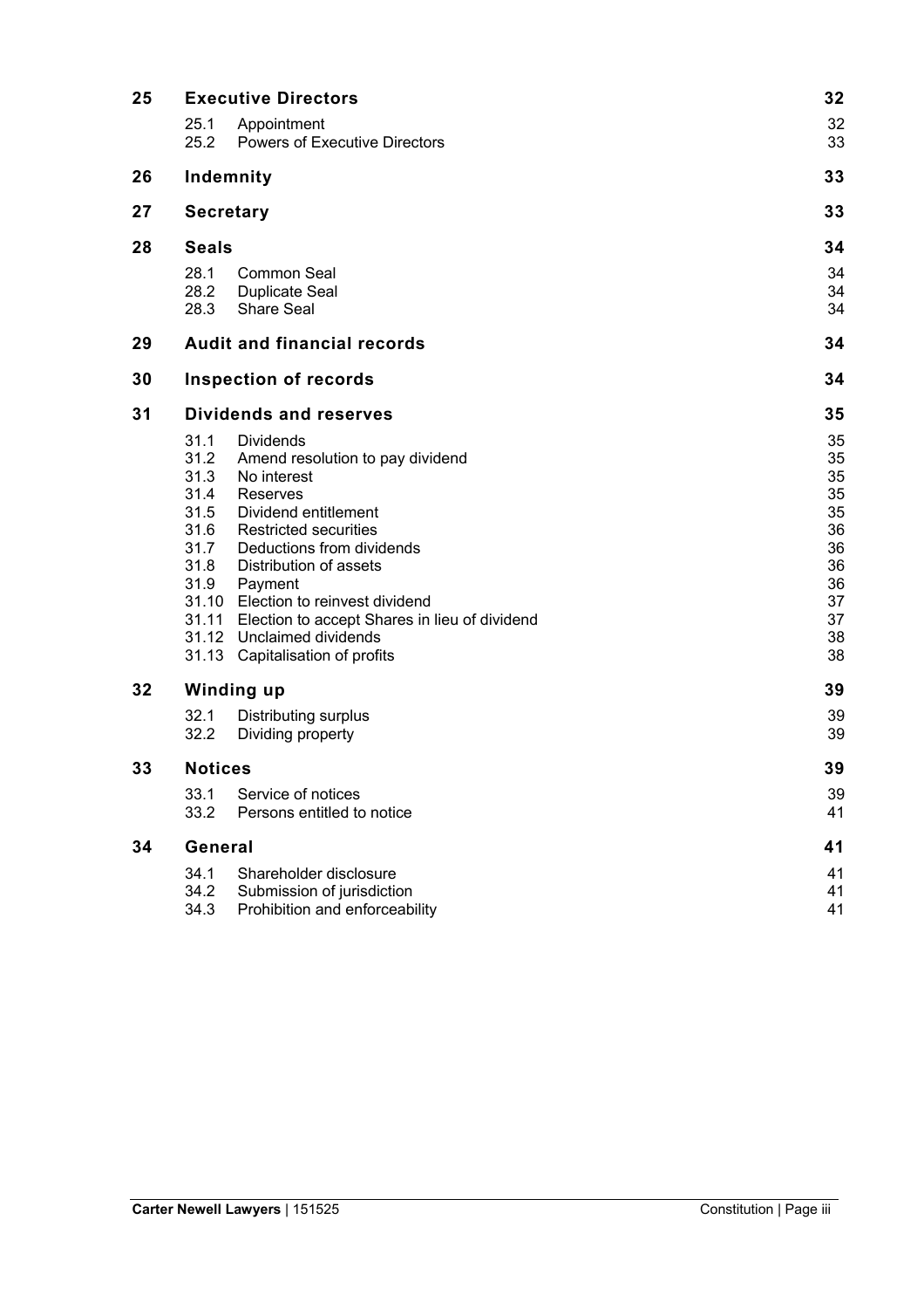| | | |
|---|---|---|
| **25** | **Executive Directors** | **32** |
| | 25.1 Appointment | 32 |
| | 25.2 Powers of Executive Directors | 33 |
| **26** | **Indemnity** | **33** |
| **27** | **Secretary** | **33** |
| **28** | **Seals** | **34** |
| | 28.1 Common Seal | 34 |
| | 28.2 Duplicate Seal | 34 |
| | 28.3 Share Seal | 34 |
| **29** | **Audit and financial records** | **34** |
| **30** | **Inspection of records** | **34** |
| **31** | **Dividends and reserves** | **35** |
| | 31.1 Dividends | 35 |
| | 31.2 Amend resolution to pay dividend | 35 |
| | 31.3 No interest | 35 |
| | 31.4 Reserves | 35 |
| | 31.5 Dividend entitlement | 35 |
| | 31.6 Restricted securities | 36 |
| | 31.7 Deductions from dividends | 36 |
| | 31.8 Distribution of assets | 36 |
| | 31.9 Payment | 36 |
| | 31.10 Election to reinvest dividend | 37 |
| | 31.11 Election to accept Shares in lieu of dividend | 37 |
| | 31.12 Unclaimed dividends | 38 |
| | 31.13 Capitalisation of profits | 38 |
| **32** | **Winding up** | **39** |
| | 32.1 Distributing surplus | 39 |
| | 32.2 Dividing property | 39 |
| **33** | **Notices** | **39** |
| | 33.1 Service of notices | 39 |
| | 33.2 Persons entitled to notice | 41 |
| **34** | **General** | **41** |
| | 34.1 Shareholder disclosure | 41 |
| | 34.2 Submission of jurisdiction | 41 |
| | 34.3 Prohibition and enforceability | 41 |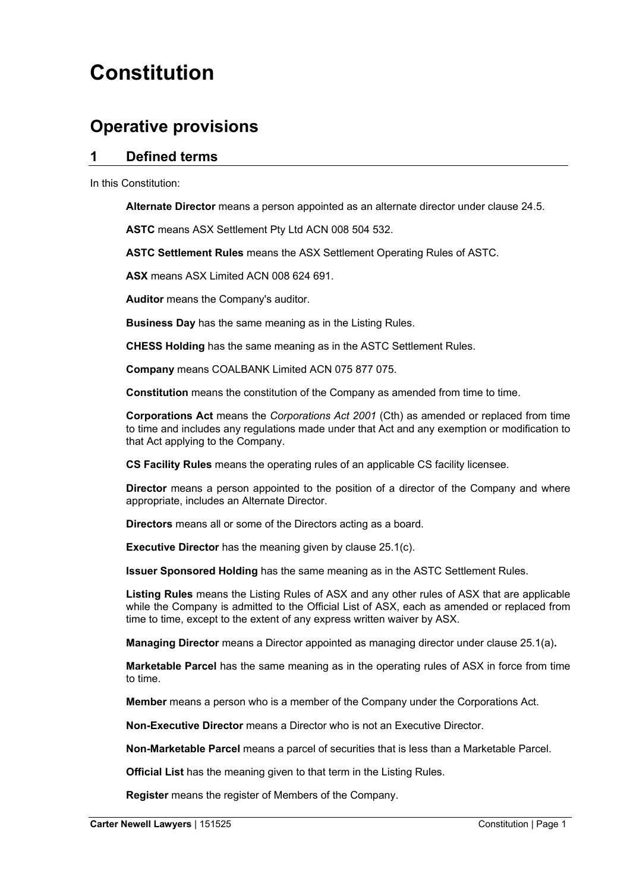# Constitution

## Operative provisions

### 1 Defined terms

In this Constitution:

**Alternate Director** means a person appointed as an alternate director under clause 24.5.

**ASTC** means ASX Settlement Pty Ltd ACN 008 504 532.

**ASTC Settlement Rules** means the ASX Settlement Operating Rules of ASTC.

**ASX** means ASX Limited ACN 008 624 691.

**Auditor** means the Company's auditor.

**Business Day** has the same meaning as in the Listing Rules.

**CHESS Holding** has the same meaning as in the ASTC Settlement Rules.

**Company** means COALBANK Limited ACN 075 877 075.

**Constitution** means the constitution of the Company as amended from time to time.

**Corporations Act** means the *Corporations Act 2001* (Cth) as amended or replaced from time to time and includes any regulations made under that Act and any exemption or modification to that Act applying to the Company.

**CS Facility Rules** means the operating rules of an applicable CS facility licensee.

**Director** means a person appointed to the position of a director of the Company and where appropriate, includes an Alternate Director.

**Directors** means all or some of the Directors acting as a board.

**Executive Director** has the meaning given by clause 25.1(c).

**Issuer Sponsored Holding** has the same meaning as in the ASTC Settlement Rules.

**Listing Rules** means the Listing Rules of ASX and any other rules of ASX that are applicable while the Company is admitted to the Official List of ASX, each as amended or replaced from time to time, except to the extent of any express written waiver by ASX.

**Managing Director** means a Director appointed as managing director under clause 25.1(a)**.**

**Marketable Parcel** has the same meaning as in the operating rules of ASX in force from time to time.

**Member** means a person who is a member of the Company under the Corporations Act.

**Non-Executive Director** means a Director who is not an Executive Director.

**Non-Marketable Parcel** means a parcel of securities that is less than a Marketable Parcel.

**Official List** has the meaning given to that term in the Listing Rules.

**Register** means the register of Members of the Company.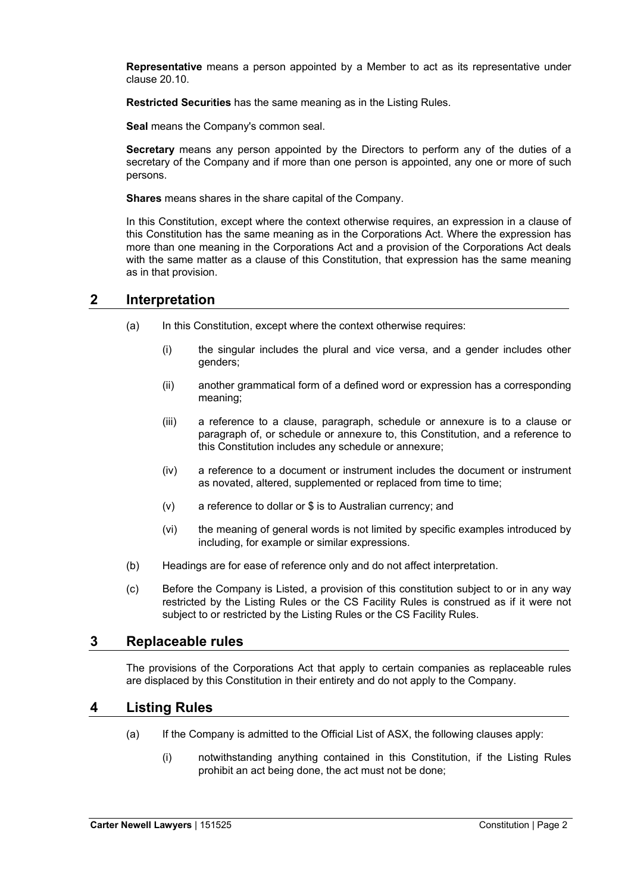**Representative** means a person appointed by a Member to act as its representative under clause 20.10.

**Restricted Securities** has the same meaning as in the Listing Rules.

**Seal** means the Company's common seal.

**Secretary** means any person appointed by the Directors to perform any of the duties of a secretary of the Company and if more than one person is appointed, any one or more of such persons.

**Shares** means shares in the share capital of the Company.

In this Constitution, except where the context otherwise requires, an expression in a clause of this Constitution has the same meaning as in the Corporations Act. Where the expression has more than one meaning in the Corporations Act and a provision of the Corporations Act deals with the same matter as a clause of this Constitution, that expression has the same meaning as in that provision.

## 2 Interpretation

(a) In this Constitution, except where the context otherwise requires:

(i) the singular includes the plural and vice versa, and a gender includes other genders;

(ii) another grammatical form of a defined word or expression has a corresponding meaning;

(iii) a reference to a clause, paragraph, schedule or annexure is to a clause or paragraph of, or schedule or annexure to, this Constitution, and a reference to this Constitution includes any schedule or annexure;

(iv) a reference to a document or instrument includes the document or instrument as novated, altered, supplemented or replaced from time to time;

(v) a reference to dollar or $ is to Australian currency; and

(vi) the meaning of general words is not limited by specific examples introduced by including, for example or similar expressions.

(b) Headings are for ease of reference only and do not affect interpretation.

(c) Before the Company is Listed, a provision of this constitution subject to or in any way restricted by the Listing Rules or the CS Facility Rules is construed as if it were not subject to or restricted by the Listing Rules or the CS Facility Rules.

## 3 Replaceable rules

The provisions of the Corporations Act that apply to certain companies as replaceable rules are displaced by this Constitution in their entirety and do not apply to the Company.

## 4 Listing Rules

(a) If the Company is admitted to the Official List of ASX, the following clauses apply:

(i) notwithstanding anything contained in this Constitution, if the Listing Rules prohibit an act being done, the act must not be done;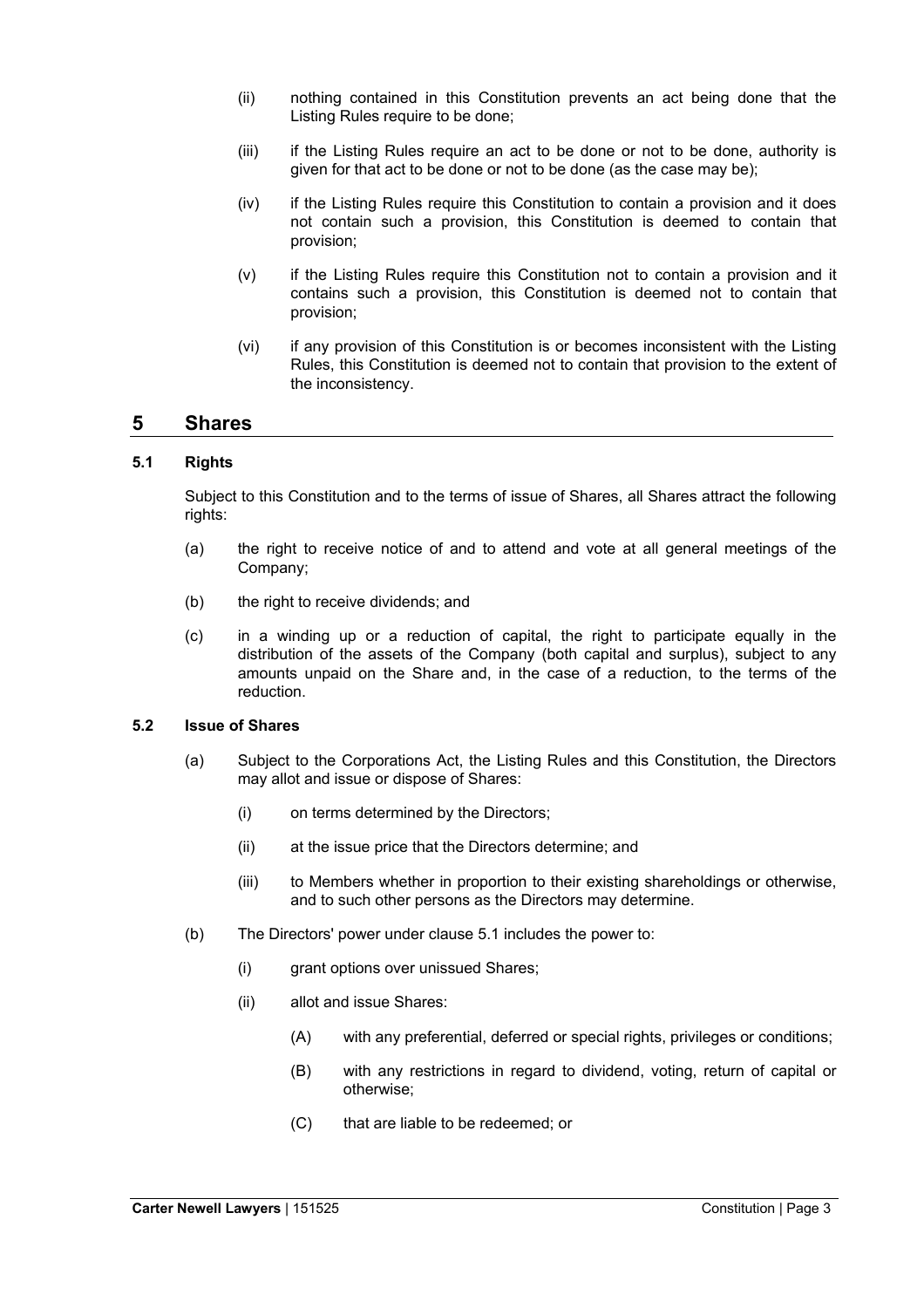(ii) nothing contained in this Constitution prevents an act being done that the Listing Rules require to be done;

(iii) if the Listing Rules require an act to be done or not to be done, authority is given for that act to be done or not to be done (as the case may be);

(iv) if the Listing Rules require this Constitution to contain a provision and it does not contain such a provision, this Constitution is deemed to contain that provision;

(v) if the Listing Rules require this Constitution not to contain a provision and it contains such a provision, this Constitution is deemed not to contain that provision;

(vi) if any provision of this Constitution is or becomes inconsistent with the Listing Rules, this Constitution is deemed not to contain that provision to the extent of the inconsistency.

## 5 Shares

### 5.1 Rights

Subject to this Constitution and to the terms of issue of Shares, all Shares attract the following rights:

(a) the right to receive notice of and to attend and vote at all general meetings of the Company;

(b) the right to receive dividends; and

(c) in a winding up or a reduction of capital, the right to participate equally in the distribution of the assets of the Company (both capital and surplus), subject to any amounts unpaid on the Share and, in the case of a reduction, to the terms of the reduction.

### 5.2 Issue of Shares

(a) Subject to the Corporations Act, the Listing Rules and this Constitution, the Directors may allot and issue or dispose of Shares:

(i) on terms determined by the Directors;

(ii) at the issue price that the Directors determine; and

(iii) to Members whether in proportion to their existing shareholdings or otherwise, and to such other persons as the Directors may determine.

(b) The Directors' power under clause 5.1 includes the power to:

(i) grant options over unissued Shares;

(ii) allot and issue Shares:

(A) with any preferential, deferred or special rights, privileges or conditions;

(B) with any restrictions in regard to dividend, voting, return of capital or otherwise;

(C) that are liable to be redeemed; or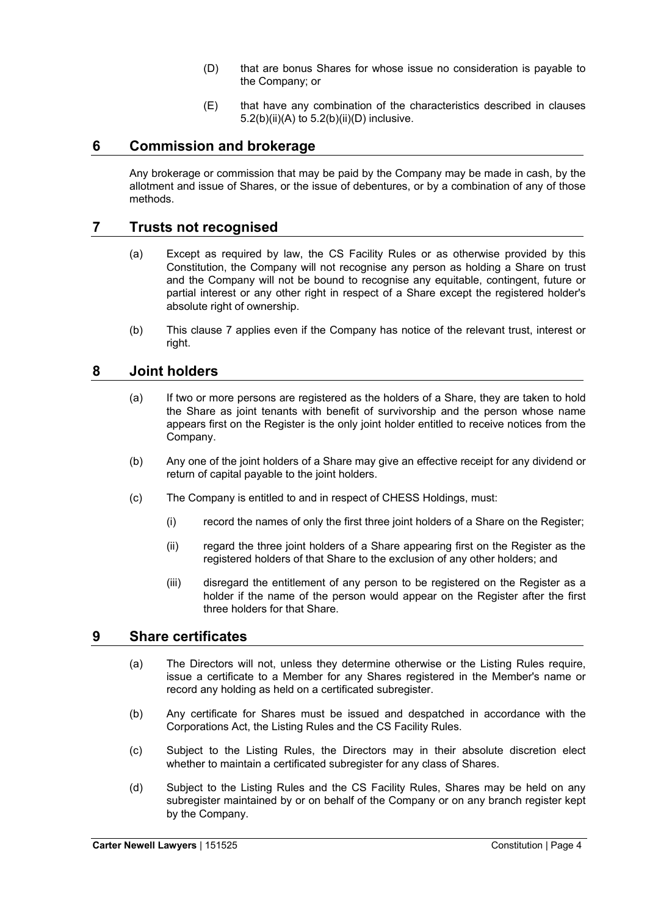(D) that are bonus Shares for whose issue no consideration is payable to the Company; or

(E) that have any combination of the characteristics described in clauses 5.2(b)(ii)(A) to 5.2(b)(ii)(D) inclusive.

## 6 Commission and brokerage

Any brokerage or commission that may be paid by the Company may be made in cash, by the allotment and issue of Shares, or the issue of debentures, or by a combination of any of those methods.

## 7 Trusts not recognised

(a) Except as required by law, the CS Facility Rules or as otherwise provided by this Constitution, the Company will not recognise any person as holding a Share on trust and the Company will not be bound to recognise any equitable, contingent, future or partial interest or any other right in respect of a Share except the registered holder's absolute right of ownership.

(b) This clause 7 applies even if the Company has notice of the relevant trust, interest or right.

## 8 Joint holders

(a) If two or more persons are registered as the holders of a Share, they are taken to hold the Share as joint tenants with benefit of survivorship and the person whose name appears first on the Register is the only joint holder entitled to receive notices from the Company.

(b) Any one of the joint holders of a Share may give an effective receipt for any dividend or return of capital payable to the joint holders.

(c) The Company is entitled to and in respect of CHESS Holdings, must:

(i) record the names of only the first three joint holders of a Share on the Register;

(ii) regard the three joint holders of a Share appearing first on the Register as the registered holders of that Share to the exclusion of any other holders; and

(iii) disregard the entitlement of any person to be registered on the Register as a holder if the name of the person would appear on the Register after the first three holders for that Share.

## 9 Share certificates

(a) The Directors will not, unless they determine otherwise or the Listing Rules require, issue a certificate to a Member for any Shares registered in the Member's name or record any holding as held on a certificated subregister.

(b) Any certificate for Shares must be issued and despatched in accordance with the Corporations Act, the Listing Rules and the CS Facility Rules.

(c) Subject to the Listing Rules, the Directors may in their absolute discretion elect whether to maintain a certificated subregister for any class of Shares.

(d) Subject to the Listing Rules and the CS Facility Rules, Shares may be held on any subregister maintained by or on behalf of the Company or on any branch register kept by the Company.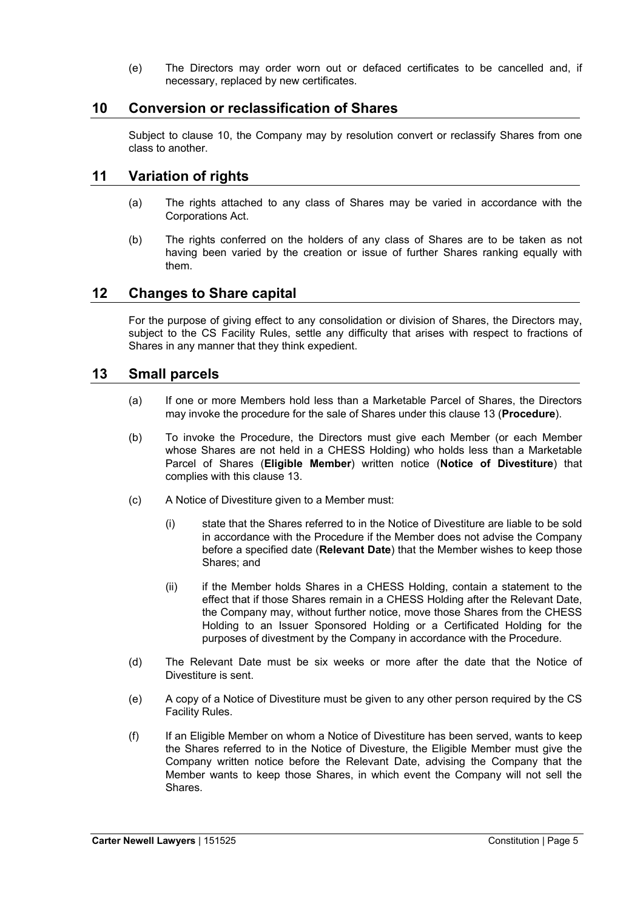(e) The Directors may order worn out or defaced certificates to be cancelled and, if necessary, replaced by new certificates.

## 10 Conversion or reclassification of Shares

Subject to clause 10, the Company may by resolution convert or reclassify Shares from one class to another.

## 11 Variation of rights

(a) The rights attached to any class of Shares may be varied in accordance with the Corporations Act.

(b) The rights conferred on the holders of any class of Shares are to be taken as not having been varied by the creation or issue of further Shares ranking equally with them.

## 12 Changes to Share capital

For the purpose of giving effect to any consolidation or division of Shares, the Directors may, subject to the CS Facility Rules, settle any difficulty that arises with respect to fractions of Shares in any manner that they think expedient.

## 13 Small parcels

(a) If one or more Members hold less than a Marketable Parcel of Shares, the Directors may invoke the procedure for the sale of Shares under this clause 13 (**Procedure**).

(b) To invoke the Procedure, the Directors must give each Member (or each Member whose Shares are not held in a CHESS Holding) who holds less than a Marketable Parcel of Shares (**Eligible Member**) written notice (**Notice of Divestiture**) that complies with this clause 13.

(c) A Notice of Divestiture given to a Member must:

   (i) state that the Shares referred to in the Notice of Divestiture are liable to be sold in accordance with the Procedure if the Member does not advise the Company before a specified date (**Relevant Date**) that the Member wishes to keep those Shares; and

   (ii) if the Member holds Shares in a CHESS Holding, contain a statement to the effect that if those Shares remain in a CHESS Holding after the Relevant Date, the Company may, without further notice, move those Shares from the CHESS Holding to an Issuer Sponsored Holding or a Certificated Holding for the purposes of divestment by the Company in accordance with the Procedure.

(d) The Relevant Date must be six weeks or more after the date that the Notice of Divestiture is sent.

(e) A copy of a Notice of Divestiture must be given to any other person required by the CS Facility Rules.

(f) If an Eligible Member on whom a Notice of Divestiture has been served, wants to keep the Shares referred to in the Notice of Divesture, the Eligible Member must give the Company written notice before the Relevant Date, advising the Company that the Member wants to keep those Shares, in which event the Company will not sell the Shares.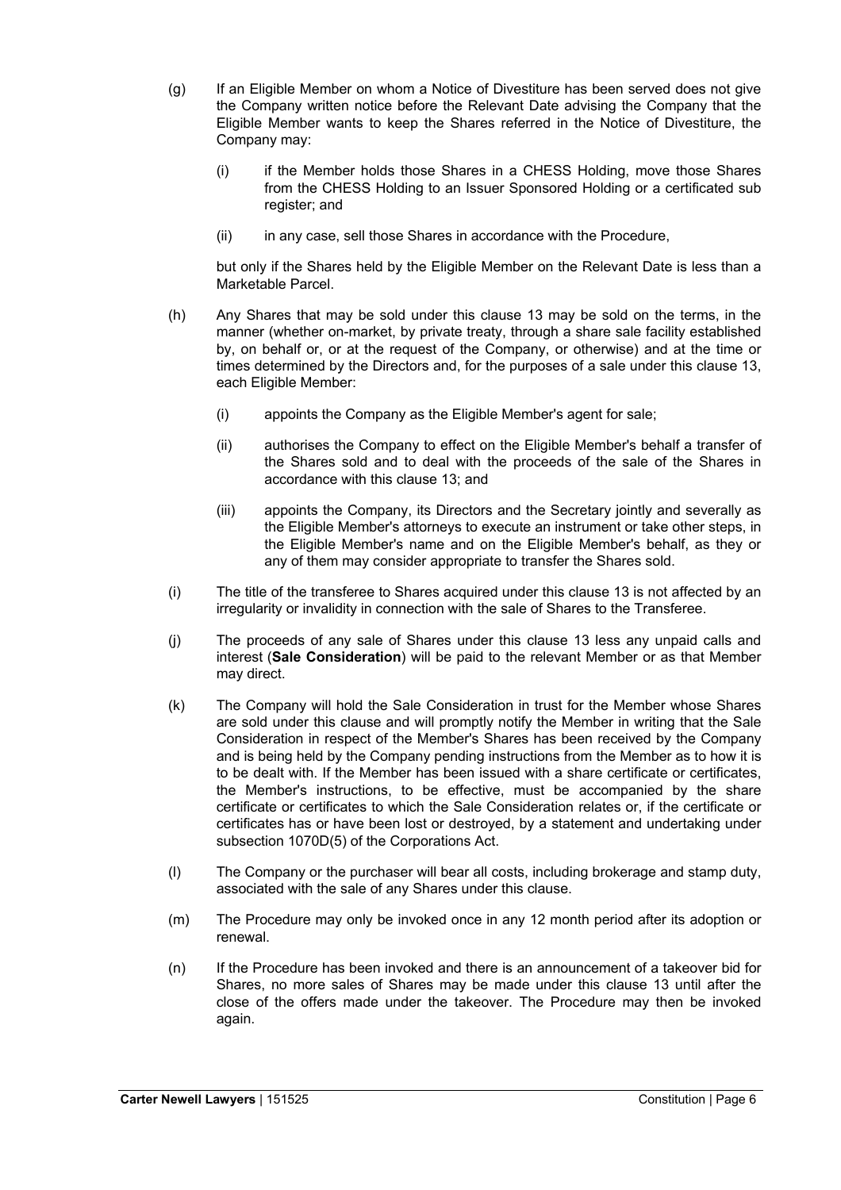(g) If an Eligible Member on whom a Notice of Divestiture has been served does not give the Company written notice before the Relevant Date advising the Company that the Eligible Member wants to keep the Shares referred in the Notice of Divestiture, the Company may:

   (i) if the Member holds those Shares in a CHESS Holding, move those Shares from the CHESS Holding to an Issuer Sponsored Holding or a certificated sub register; and

   (ii) in any case, sell those Shares in accordance with the Procedure,

   but only if the Shares held by the Eligible Member on the Relevant Date is less than a Marketable Parcel.

(h) Any Shares that may be sold under this clause 13 may be sold on the terms, in the manner (whether on-market, by private treaty, through a share sale facility established by, on behalf or, or at the request of the Company, or otherwise) and at the time or times determined by the Directors and, for the purposes of a sale under this clause 13, each Eligible Member:

   (i) appoints the Company as the Eligible Member's agent for sale;

   (ii) authorises the Company to effect on the Eligible Member's behalf a transfer of the Shares sold and to deal with the proceeds of the sale of the Shares in accordance with this clause 13; and

   (iii) appoints the Company, its Directors and the Secretary jointly and severally as the Eligible Member's attorneys to execute an instrument or take other steps, in the Eligible Member's name and on the Eligible Member's behalf, as they or any of them may consider appropriate to transfer the Shares sold.

(i) The title of the transferee to Shares acquired under this clause 13 is not affected by an irregularity or invalidity in connection with the sale of Shares to the Transferee.

(j) The proceeds of any sale of Shares under this clause 13 less any unpaid calls and interest (**Sale Consideration**) will be paid to the relevant Member or as that Member may direct.

(k) The Company will hold the Sale Consideration in trust for the Member whose Shares are sold under this clause and will promptly notify the Member in writing that the Sale Consideration in respect of the Member's Shares has been received by the Company and is being held by the Company pending instructions from the Member as to how it is to be dealt with. If the Member has been issued with a share certificate or certificates, the Member's instructions, to be effective, must be accompanied by the share certificate or certificates to which the Sale Consideration relates or, if the certificate or certificates has or have been lost or destroyed, by a statement and undertaking under subsection 1070D(5) of the Corporations Act.

(l) The Company or the purchaser will bear all costs, including brokerage and stamp duty, associated with the sale of any Shares under this clause.

(m) The Procedure may only be invoked once in any 12 month period after its adoption or renewal.

(n) If the Procedure has been invoked and there is an announcement of a takeover bid for Shares, no more sales of Shares may be made under this clause 13 until after the close of the offers made under the takeover. The Procedure may then be invoked again.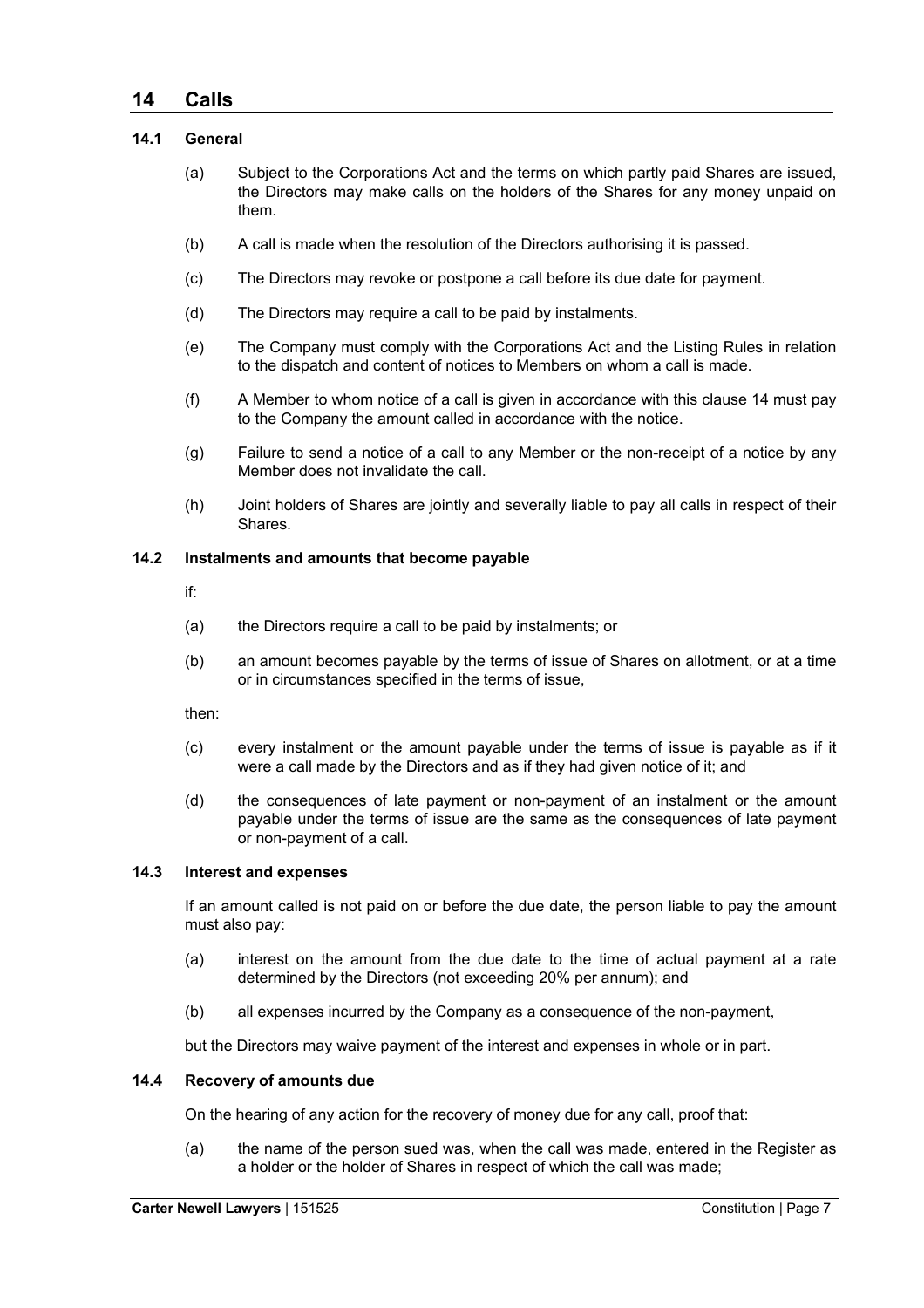## 14 Calls

### 14.1 General

(a) Subject to the Corporations Act and the terms on which partly paid Shares are issued, the Directors may make calls on the holders of the Shares for any money unpaid on them.

(b) A call is made when the resolution of the Directors authorising it is passed.

(c) The Directors may revoke or postpone a call before its due date for payment.

(d) The Directors may require a call to be paid by instalments.

(e) The Company must comply with the Corporations Act and the Listing Rules in relation to the dispatch and content of notices to Members on whom a call is made.

(f) A Member to whom notice of a call is given in accordance with this clause 14 must pay to the Company the amount called in accordance with the notice.

(g) Failure to send a notice of a call to any Member or the non-receipt of a notice by any Member does not invalidate the call.

(h) Joint holders of Shares are jointly and severally liable to pay all calls in respect of their Shares.

### 14.2 Instalments and amounts that become payable

if:

(a) the Directors require a call to be paid by instalments; or

(b) an amount becomes payable by the terms of issue of Shares on allotment, or at a time or in circumstances specified in the terms of issue,

then:

(c) every instalment or the amount payable under the terms of issue is payable as if it were a call made by the Directors and as if they had given notice of it; and

(d) the consequences of late payment or non-payment of an instalment or the amount payable under the terms of issue are the same as the consequences of late payment or non-payment of a call.

### 14.3 Interest and expenses

If an amount called is not paid on or before the due date, the person liable to pay the amount must also pay:

(a) interest on the amount from the due date to the time of actual payment at a rate determined by the Directors (not exceeding 20% per annum); and

(b) all expenses incurred by the Company as a consequence of the non-payment,

but the Directors may waive payment of the interest and expenses in whole or in part.

### 14.4 Recovery of amounts due

On the hearing of any action for the recovery of money due for any call, proof that:

(a) the name of the person sued was, when the call was made, entered in the Register as a holder or the holder of Shares in respect of which the call was made;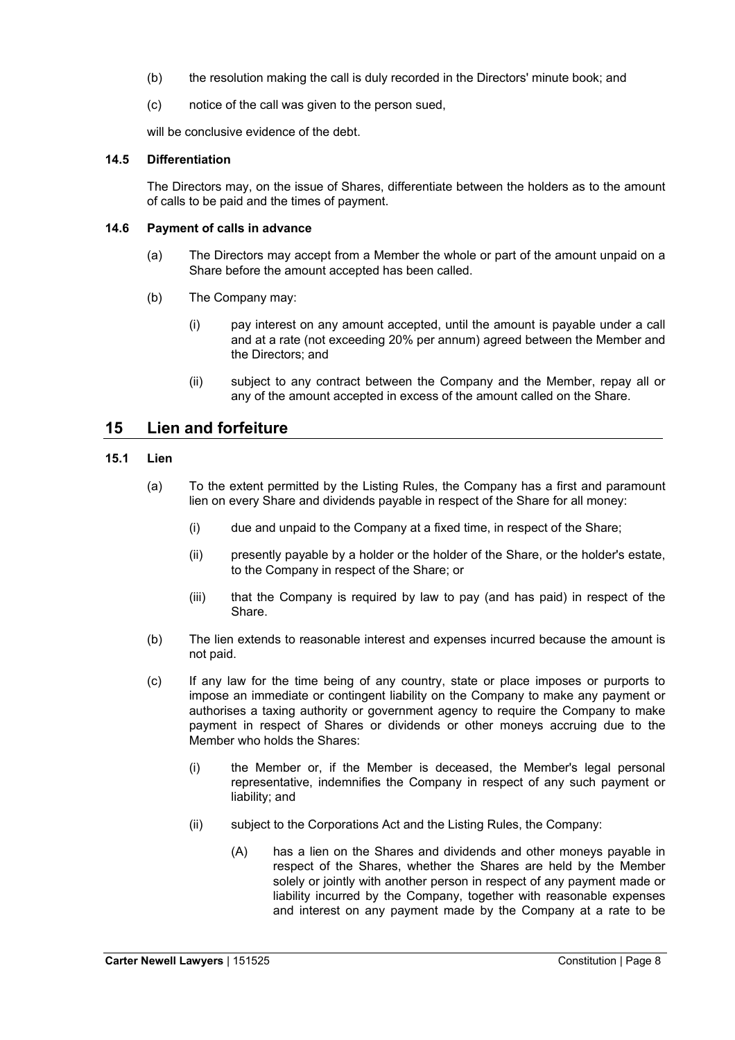(b) the resolution making the call is duly recorded in the Directors' minute book; and

(c) notice of the call was given to the person sued,

will be conclusive evidence of the debt.

### 14.5 Differentiation

The Directors may, on the issue of Shares, differentiate between the holders as to the amount of calls to be paid and the times of payment.

### 14.6 Payment of calls in advance

(a) The Directors may accept from a Member the whole or part of the amount unpaid on a Share before the amount accepted has been called.

(b) The Company may:

(i) pay interest on any amount accepted, until the amount is payable under a call and at a rate (not exceeding 20% per annum) agreed between the Member and the Directors; and

(ii) subject to any contract between the Company and the Member, repay all or any of the amount accepted in excess of the amount called on the Share.

## 15 Lien and forfeiture

### 15.1 Lien

(a) To the extent permitted by the Listing Rules, the Company has a first and paramount lien on every Share and dividends payable in respect of the Share for all money:

(i) due and unpaid to the Company at a fixed time, in respect of the Share;

(ii) presently payable by a holder or the holder of the Share, or the holder's estate, to the Company in respect of the Share; or

(iii) that the Company is required by law to pay (and has paid) in respect of the Share.

(b) The lien extends to reasonable interest and expenses incurred because the amount is not paid.

(c) If any law for the time being of any country, state or place imposes or purports to impose an immediate or contingent liability on the Company to make any payment or authorises a taxing authority or government agency to require the Company to make payment in respect of Shares or dividends or other moneys accruing due to the Member who holds the Shares:

(i) the Member or, if the Member is deceased, the Member's legal personal representative, indemnifies the Company in respect of any such payment or liability; and

(ii) subject to the Corporations Act and the Listing Rules, the Company:

(A) has a lien on the Shares and dividends and other moneys payable in respect of the Shares, whether the Shares are held by the Member solely or jointly with another person in respect of any payment made or liability incurred by the Company, together with reasonable expenses and interest on any payment made by the Company at a rate to be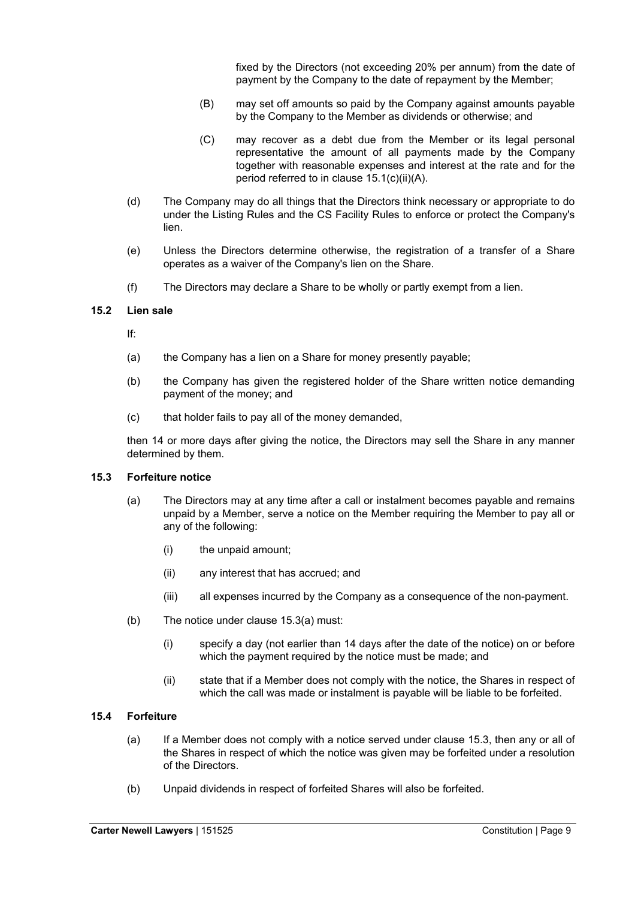fixed by the Directors (not exceeding 20% per annum) from the date of payment by the Company to the date of repayment by the Member;

(B) may set off amounts so paid by the Company against amounts payable by the Company to the Member as dividends or otherwise; and

(C) may recover as a debt due from the Member or its legal personal representative the amount of all payments made by the Company together with reasonable expenses and interest at the rate and for the period referred to in clause 15.1(c)(ii)(A).

(d) The Company may do all things that the Directors think necessary or appropriate to do under the Listing Rules and the CS Facility Rules to enforce or protect the Company's lien.

(e) Unless the Directors determine otherwise, the registration of a transfer of a Share operates as a waiver of the Company's lien on the Share.

(f) The Directors may declare a Share to be wholly or partly exempt from a lien.

### 15.2 Lien sale

If:

(a) the Company has a lien on a Share for money presently payable;

(b) the Company has given the registered holder of the Share written notice demanding payment of the money; and

(c) that holder fails to pay all of the money demanded,

then 14 or more days after giving the notice, the Directors may sell the Share in any manner determined by them.

### 15.3 Forfeiture notice

(a) The Directors may at any time after a call or instalment becomes payable and remains unpaid by a Member, serve a notice on the Member requiring the Member to pay all or any of the following:

(i) the unpaid amount;

(ii) any interest that has accrued; and

(iii) all expenses incurred by the Company as a consequence of the non-payment.

(b) The notice under clause 15.3(a) must:

(i) specify a day (not earlier than 14 days after the date of the notice) on or before which the payment required by the notice must be made; and

(ii) state that if a Member does not comply with the notice, the Shares in respect of which the call was made or instalment is payable will be liable to be forfeited.

### 15.4 Forfeiture

(a) If a Member does not comply with a notice served under clause 15.3, then any or all of the Shares in respect of which the notice was given may be forfeited under a resolution of the Directors.

(b) Unpaid dividends in respect of forfeited Shares will also be forfeited.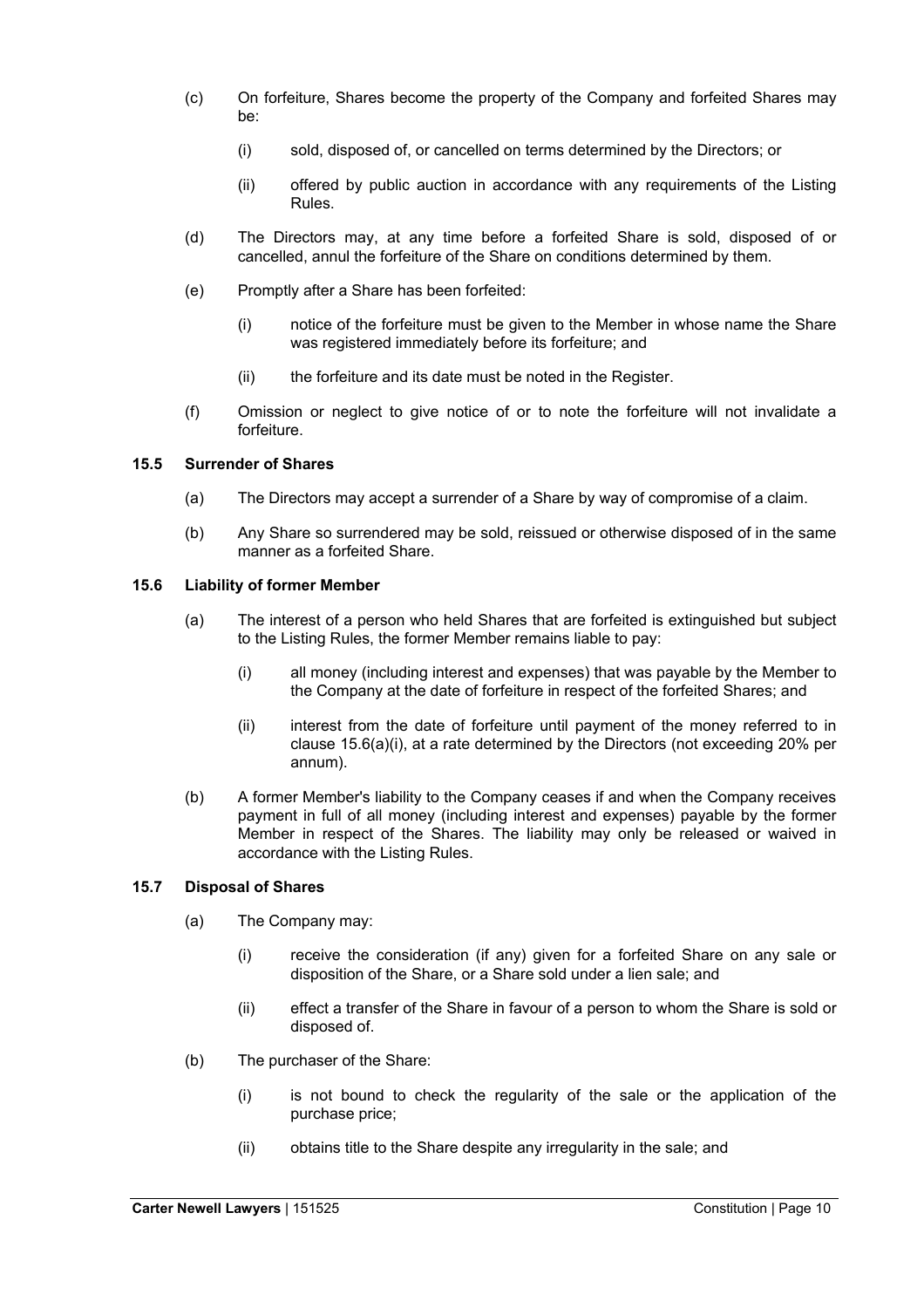(c) On forfeiture, Shares become the property of the Company and forfeited Shares may be:

(i) sold, disposed of, or cancelled on terms determined by the Directors; or

(ii) offered by public auction in accordance with any requirements of the Listing Rules.

(d) The Directors may, at any time before a forfeited Share is sold, disposed of or cancelled, annul the forfeiture of the Share on conditions determined by them.

(e) Promptly after a Share has been forfeited:

(i) notice of the forfeiture must be given to the Member in whose name the Share was registered immediately before its forfeiture; and

(ii) the forfeiture and its date must be noted in the Register.

(f) Omission or neglect to give notice of or to note the forfeiture will not invalidate a forfeiture.

### 15.5 Surrender of Shares

(a) The Directors may accept a surrender of a Share by way of compromise of a claim.

(b) Any Share so surrendered may be sold, reissued or otherwise disposed of in the same manner as a forfeited Share.

### 15.6 Liability of former Member

(a) The interest of a person who held Shares that are forfeited is extinguished but subject to the Listing Rules, the former Member remains liable to pay:

(i) all money (including interest and expenses) that was payable by the Member to the Company at the date of forfeiture in respect of the forfeited Shares; and

(ii) interest from the date of forfeiture until payment of the money referred to in clause 15.6(a)(i), at a rate determined by the Directors (not exceeding 20% per annum).

(b) A former Member's liability to the Company ceases if and when the Company receives payment in full of all money (including interest and expenses) payable by the former Member in respect of the Shares. The liability may only be released or waived in accordance with the Listing Rules.

### 15.7 Disposal of Shares

(a) The Company may:

(i) receive the consideration (if any) given for a forfeited Share on any sale or disposition of the Share, or a Share sold under a lien sale; and

(ii) effect a transfer of the Share in favour of a person to whom the Share is sold or disposed of.

(b) The purchaser of the Share:

(i) is not bound to check the regularity of the sale or the application of the purchase price;

(ii) obtains title to the Share despite any irregularity in the sale; and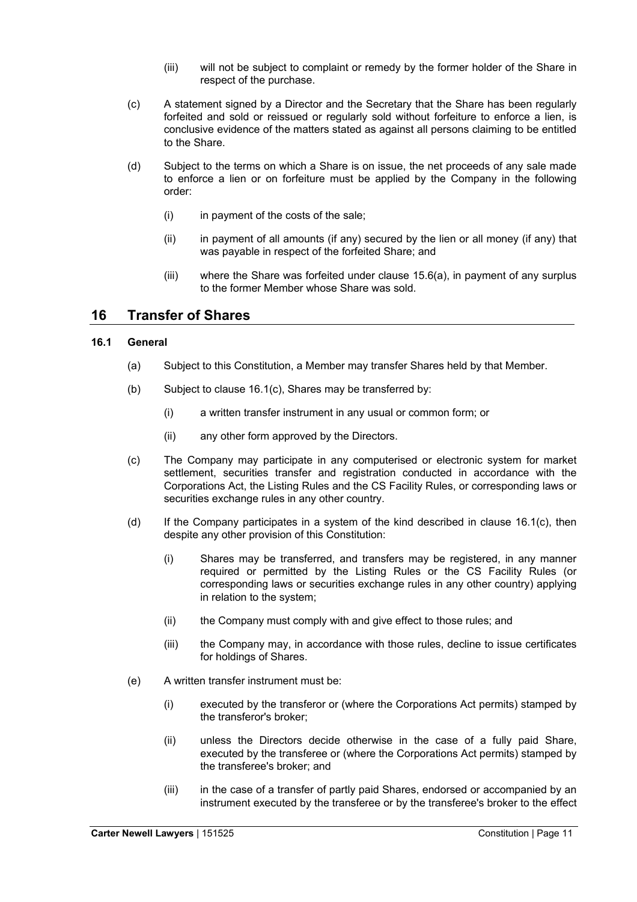(iii) will not be subject to complaint or remedy by the former holder of the Share in respect of the purchase.

(c) A statement signed by a Director and the Secretary that the Share has been regularly forfeited and sold or reissued or regularly sold without forfeiture to enforce a lien, is conclusive evidence of the matters stated as against all persons claiming to be entitled to the Share.

(d) Subject to the terms on which a Share is on issue, the net proceeds of any sale made to enforce a lien or on forfeiture must be applied by the Company in the following order:

(i) in payment of the costs of the sale;

(ii) in payment of all amounts (if any) secured by the lien or all money (if any) that was payable in respect of the forfeited Share; and

(iii) where the Share was forfeited under clause 15.6(a), in payment of any surplus to the former Member whose Share was sold.

# 16 Transfer of Shares

## 16.1 General

(a) Subject to this Constitution, a Member may transfer Shares held by that Member.

(b) Subject to clause 16.1(c), Shares may be transferred by:

(i) a written transfer instrument in any usual or common form; or

(ii) any other form approved by the Directors.

(c) The Company may participate in any computerised or electronic system for market settlement, securities transfer and registration conducted in accordance with the Corporations Act, the Listing Rules and the CS Facility Rules, or corresponding laws or securities exchange rules in any other country.

(d) If the Company participates in a system of the kind described in clause 16.1(c), then despite any other provision of this Constitution:

(i) Shares may be transferred, and transfers may be registered, in any manner required or permitted by the Listing Rules or the CS Facility Rules (or corresponding laws or securities exchange rules in any other country) applying in relation to the system;

(ii) the Company must comply with and give effect to those rules; and

(iii) the Company may, in accordance with those rules, decline to issue certificates for holdings of Shares.

(e) A written transfer instrument must be:

(i) executed by the transferor or (where the Corporations Act permits) stamped by the transferor's broker;

(ii) unless the Directors decide otherwise in the case of a fully paid Share, executed by the transferee or (where the Corporations Act permits) stamped by the transferee's broker; and

(iii) in the case of a transfer of partly paid Shares, endorsed or accompanied by an instrument executed by the transferee or by the transferee's broker to the effect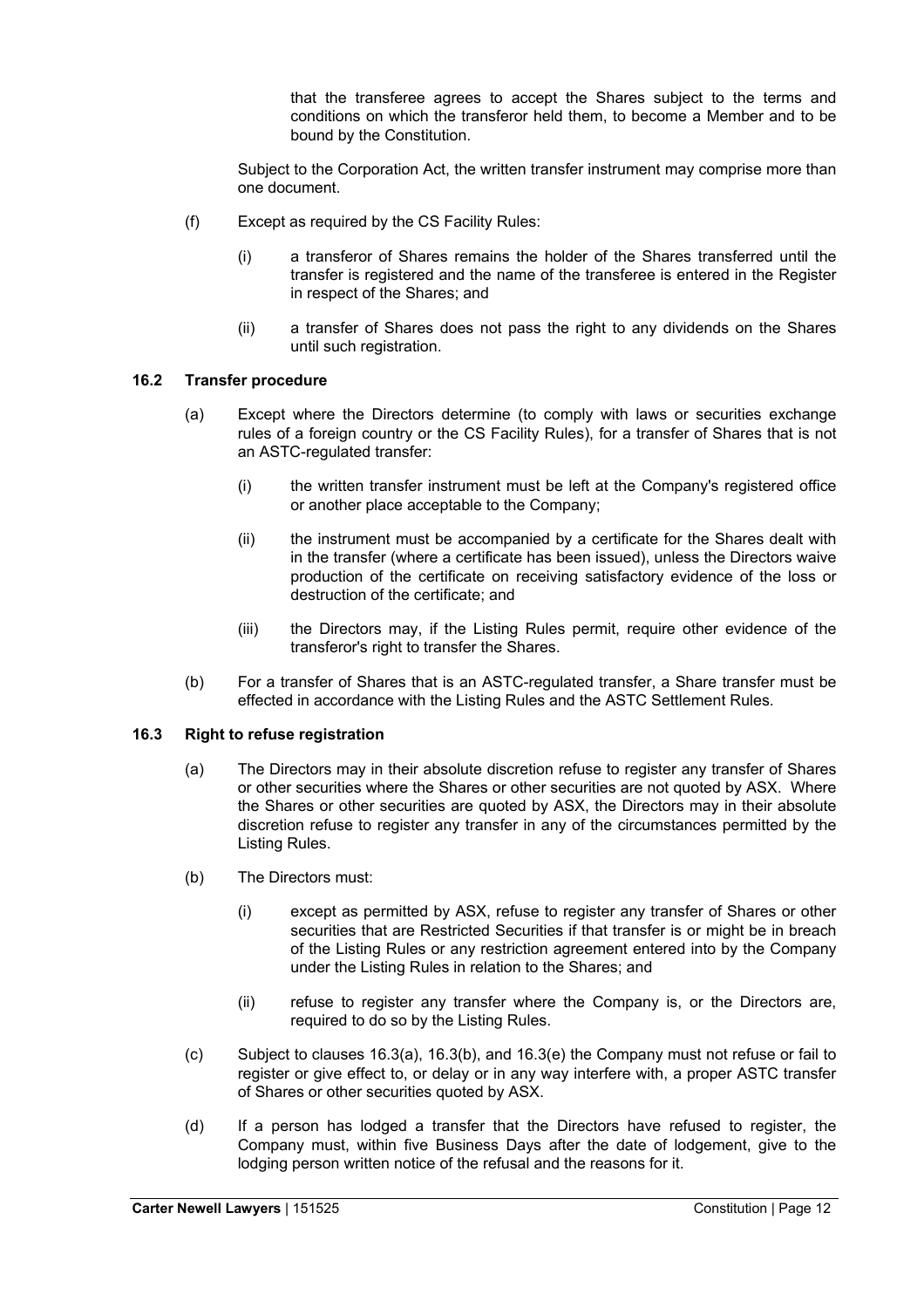that the transferee agrees to accept the Shares subject to the terms and conditions on which the transferor held them, to become a Member and to be bound by the Constitution.

Subject to the Corporation Act, the written transfer instrument may comprise more than one document.

(f) Except as required by the CS Facility Rules:

(i) a transferor of Shares remains the holder of the Shares transferred until the transfer is registered and the name of the transferee is entered in the Register in respect of the Shares; and

(ii) a transfer of Shares does not pass the right to any dividends on the Shares until such registration.

### 16.2 Transfer procedure

(a) Except where the Directors determine (to comply with laws or securities exchange rules of a foreign country or the CS Facility Rules), for a transfer of Shares that is not an ASTC-regulated transfer:

(i) the written transfer instrument must be left at the Company's registered office or another place acceptable to the Company;

(ii) the instrument must be accompanied by a certificate for the Shares dealt with in the transfer (where a certificate has been issued), unless the Directors waive production of the certificate on receiving satisfactory evidence of the loss or destruction of the certificate; and

(iii) the Directors may, if the Listing Rules permit, require other evidence of the transferor's right to transfer the Shares.

(b) For a transfer of Shares that is an ASTC-regulated transfer, a Share transfer must be effected in accordance with the Listing Rules and the ASTC Settlement Rules.

### 16.3 Right to refuse registration

(a) The Directors may in their absolute discretion refuse to register any transfer of Shares or other securities where the Shares or other securities are not quoted by ASX. Where the Shares or other securities are quoted by ASX, the Directors may in their absolute discretion refuse to register any transfer in any of the circumstances permitted by the Listing Rules.

(b) The Directors must:

(i) except as permitted by ASX, refuse to register any transfer of Shares or other securities that are Restricted Securities if that transfer is or might be in breach of the Listing Rules or any restriction agreement entered into by the Company under the Listing Rules in relation to the Shares; and

(ii) refuse to register any transfer where the Company is, or the Directors are, required to do so by the Listing Rules.

(c) Subject to clauses 16.3(a), 16.3(b), and 16.3(e) the Company must not refuse or fail to register or give effect to, or delay or in any way interfere with, a proper ASTC transfer of Shares or other securities quoted by ASX.

(d) If a person has lodged a transfer that the Directors have refused to register, the Company must, within five Business Days after the date of lodgement, give to the lodging person written notice of the refusal and the reasons for it.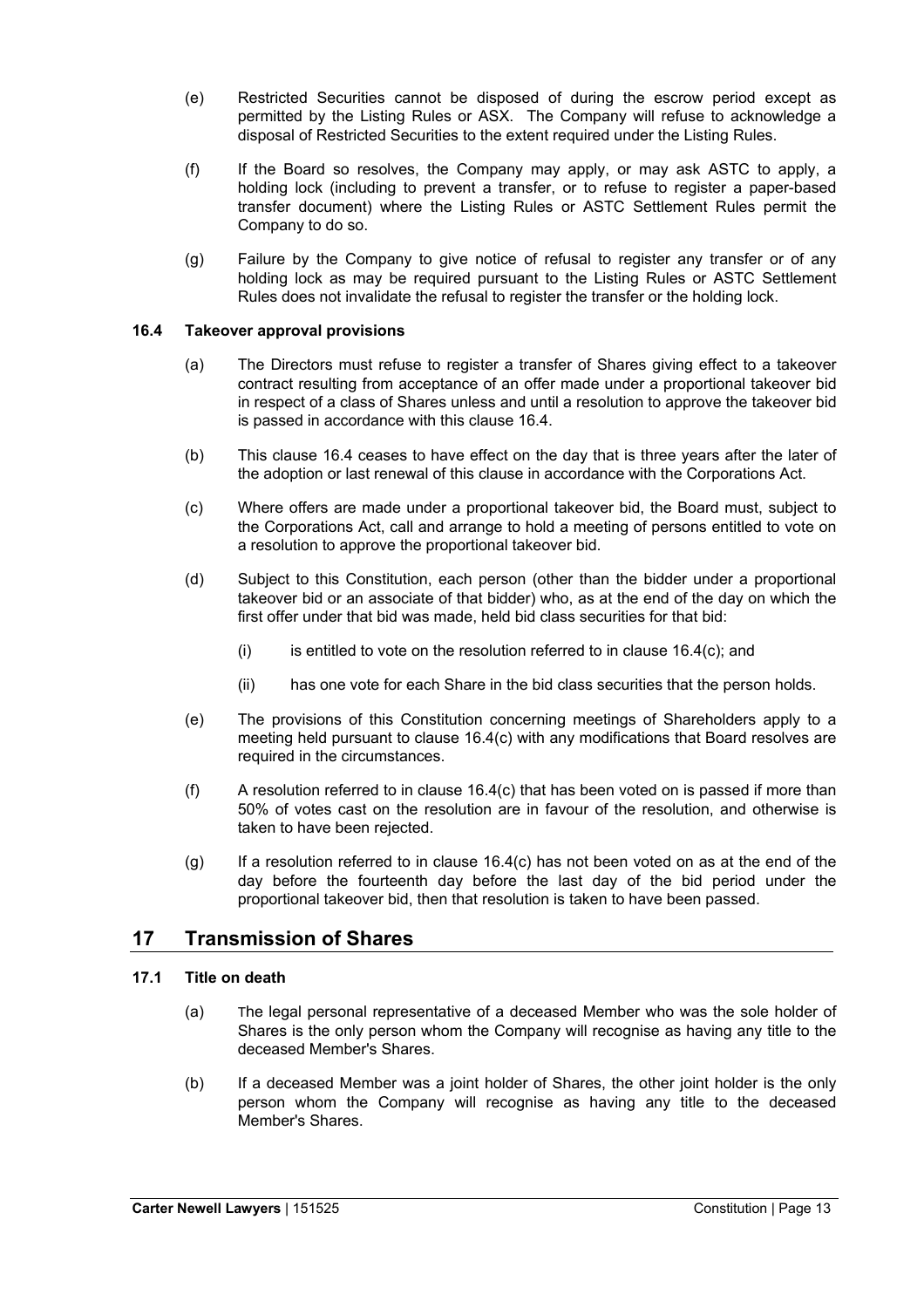(e) Restricted Securities cannot be disposed of during the escrow period except as permitted by the Listing Rules or ASX. The Company will refuse to acknowledge a disposal of Restricted Securities to the extent required under the Listing Rules.

(f) If the Board so resolves, the Company may apply, or may ask ASTC to apply, a holding lock (including to prevent a transfer, or to refuse to register a paper-based transfer document) where the Listing Rules or ASTC Settlement Rules permit the Company to do so.

(g) Failure by the Company to give notice of refusal to register any transfer or of any holding lock as may be required pursuant to the Listing Rules or ASTC Settlement Rules does not invalidate the refusal to register the transfer or the holding lock.

### 16.4 Takeover approval provisions

(a) The Directors must refuse to register a transfer of Shares giving effect to a takeover contract resulting from acceptance of an offer made under a proportional takeover bid in respect of a class of Shares unless and until a resolution to approve the takeover bid is passed in accordance with this clause 16.4.

(b) This clause 16.4 ceases to have effect on the day that is three years after the later of the adoption or last renewal of this clause in accordance with the Corporations Act.

(c) Where offers are made under a proportional takeover bid, the Board must, subject to the Corporations Act, call and arrange to hold a meeting of persons entitled to vote on a resolution to approve the proportional takeover bid.

(d) Subject to this Constitution, each person (other than the bidder under a proportional takeover bid or an associate of that bidder) who, as at the end of the day on which the first offer under that bid was made, held bid class securities for that bid:

(i) is entitled to vote on the resolution referred to in clause 16.4(c); and

(ii) has one vote for each Share in the bid class securities that the person holds.

(e) The provisions of this Constitution concerning meetings of Shareholders apply to a meeting held pursuant to clause 16.4(c) with any modifications that Board resolves are required in the circumstances.

(f) A resolution referred to in clause 16.4(c) that has been voted on is passed if more than 50% of votes cast on the resolution are in favour of the resolution, and otherwise is taken to have been rejected.

(g) If a resolution referred to in clause 16.4(c) has not been voted on as at the end of the day before the fourteenth day before the last day of the bid period under the proportional takeover bid, then that resolution is taken to have been passed.

## 17 Transmission of Shares

### 17.1 Title on death

(a) The legal personal representative of a deceased Member who was the sole holder of Shares is the only person whom the Company will recognise as having any title to the deceased Member's Shares.

(b) If a deceased Member was a joint holder of Shares, the other joint holder is the only person whom the Company will recognise as having any title to the deceased Member's Shares.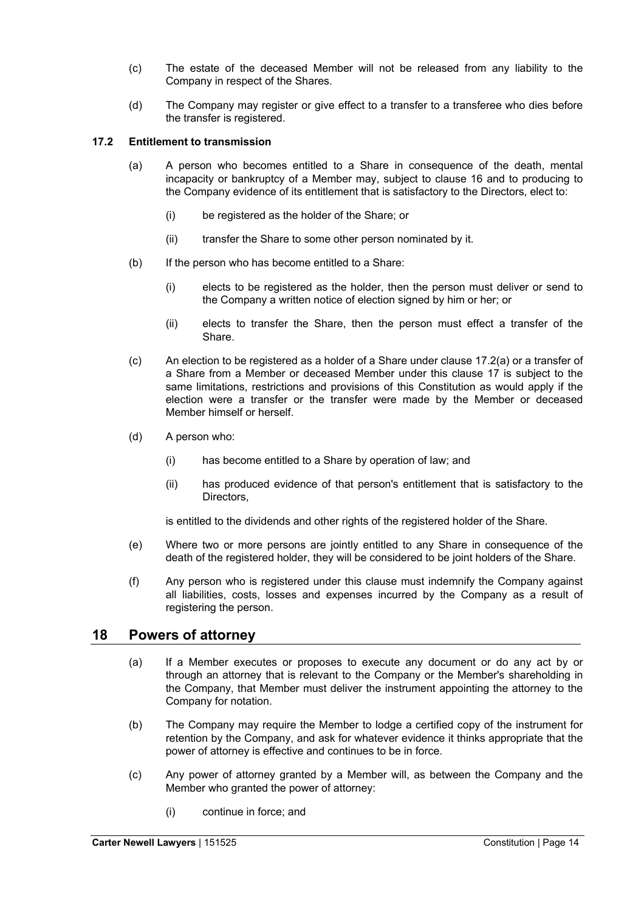(c) The estate of the deceased Member will not be released from any liability to the Company in respect of the Shares.

(d) The Company may register or give effect to a transfer to a transferee who dies before the transfer is registered.

### 17.2 Entitlement to transmission

(a) A person who becomes entitled to a Share in consequence of the death, mental incapacity or bankruptcy of a Member may, subject to clause 16 and to producing to the Company evidence of its entitlement that is satisfactory to the Directors, elect to:

  (i) be registered as the holder of the Share; or

  (ii) transfer the Share to some other person nominated by it.

(b) If the person who has become entitled to a Share:

  (i) elects to be registered as the holder, then the person must deliver or send to the Company a written notice of election signed by him or her; or

  (ii) elects to transfer the Share, then the person must effect a transfer of the Share.

(c) An election to be registered as a holder of a Share under clause 17.2(a) or a transfer of a Share from a Member or deceased Member under this clause 17 is subject to the same limitations, restrictions and provisions of this Constitution as would apply if the election were a transfer or the transfer were made by the Member or deceased Member himself or herself.

(d) A person who:

  (i) has become entitled to a Share by operation of law; and

  (ii) has produced evidence of that person's entitlement that is satisfactory to the Directors,

  is entitled to the dividends and other rights of the registered holder of the Share.

(e) Where two or more persons are jointly entitled to any Share in consequence of the death of the registered holder, they will be considered to be joint holders of the Share.

(f) Any person who is registered under this clause must indemnify the Company against all liabilities, costs, losses and expenses incurred by the Company as a result of registering the person.

## 18 Powers of attorney

(a) If a Member executes or proposes to execute any document or do any act by or through an attorney that is relevant to the Company or the Member's shareholding in the Company, that Member must deliver the instrument appointing the attorney to the Company for notation.

(b) The Company may require the Member to lodge a certified copy of the instrument for retention by the Company, and ask for whatever evidence it thinks appropriate that the power of attorney is effective and continues to be in force.

(c) Any power of attorney granted by a Member will, as between the Company and the Member who granted the power of attorney:

  (i) continue in force; and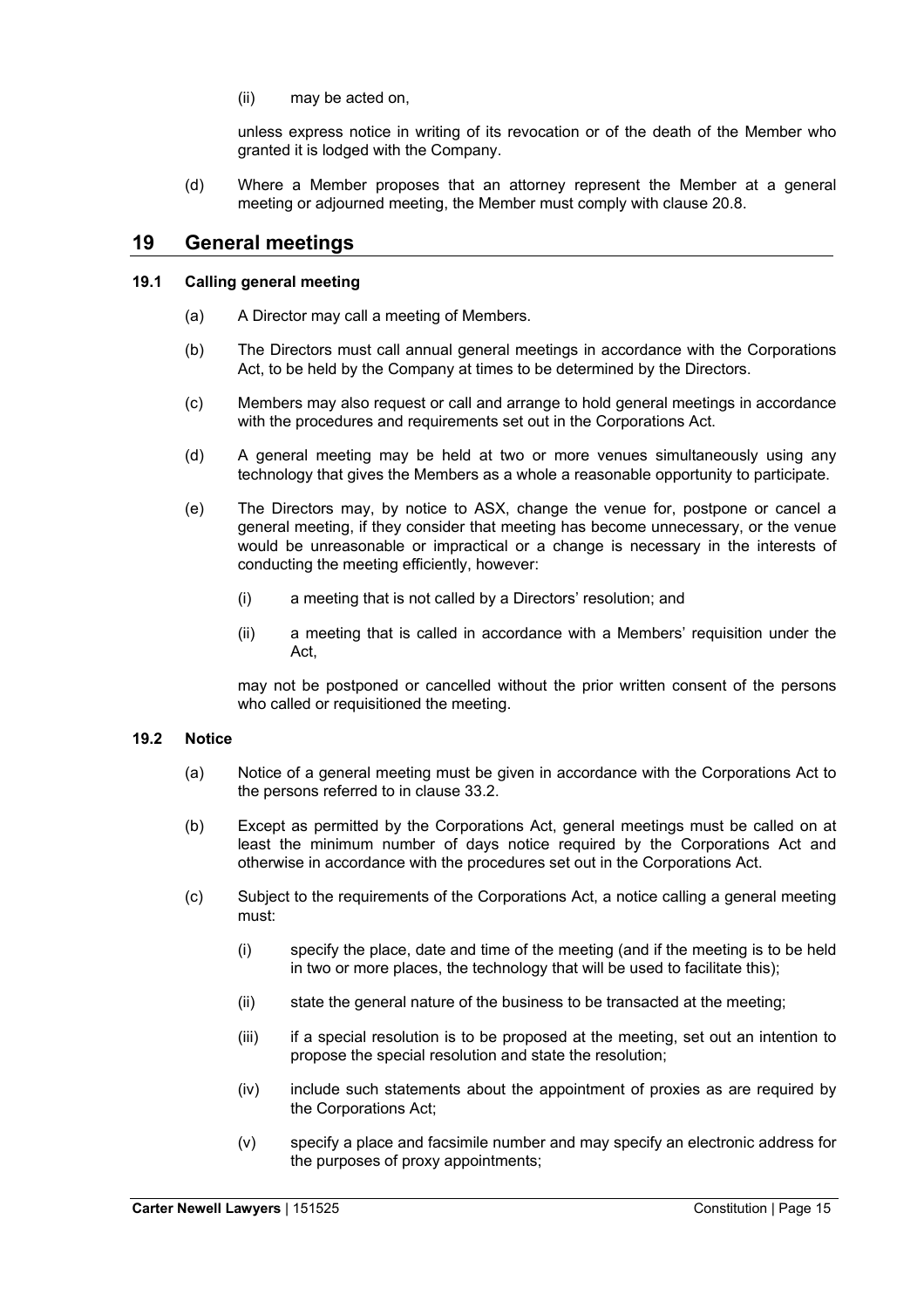(ii) may be acted on,

unless express notice in writing of its revocation or of the death of the Member who granted it is lodged with the Company.

(d) Where a Member proposes that an attorney represent the Member at a general meeting or adjourned meeting, the Member must comply with clause 20.8.

## 19 General meetings

### 19.1 Calling general meeting

(a) A Director may call a meeting of Members.

(b) The Directors must call annual general meetings in accordance with the Corporations Act, to be held by the Company at times to be determined by the Directors.

(c) Members may also request or call and arrange to hold general meetings in accordance with the procedures and requirements set out in the Corporations Act.

(d) A general meeting may be held at two or more venues simultaneously using any technology that gives the Members as a whole a reasonable opportunity to participate.

(e) The Directors may, by notice to ASX, change the venue for, postpone or cancel a general meeting, if they consider that meeting has become unnecessary, or the venue would be unreasonable or impractical or a change is necessary in the interests of conducting the meeting efficiently, however:

(i) a meeting that is not called by a Directors' resolution; and

(ii) a meeting that is called in accordance with a Members' requisition under the Act,

may not be postponed or cancelled without the prior written consent of the persons who called or requisitioned the meeting.

### 19.2 Notice

(a) Notice of a general meeting must be given in accordance with the Corporations Act to the persons referred to in clause 33.2.

(b) Except as permitted by the Corporations Act, general meetings must be called on at least the minimum number of days notice required by the Corporations Act and otherwise in accordance with the procedures set out in the Corporations Act.

(c) Subject to the requirements of the Corporations Act, a notice calling a general meeting must:

(i) specify the place, date and time of the meeting (and if the meeting is to be held in two or more places, the technology that will be used to facilitate this);

(ii) state the general nature of the business to be transacted at the meeting;

(iii) if a special resolution is to be proposed at the meeting, set out an intention to propose the special resolution and state the resolution;

(iv) include such statements about the appointment of proxies as are required by the Corporations Act;

(v) specify a place and facsimile number and may specify an electronic address for the purposes of proxy appointments;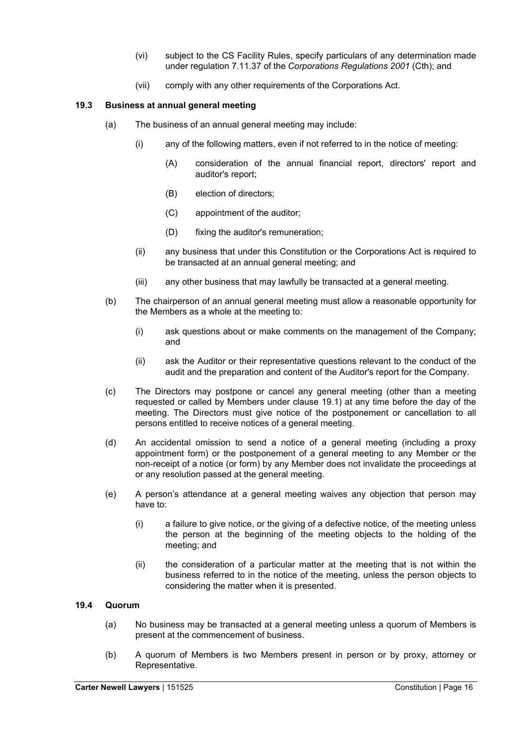(vi) subject to the CS Facility Rules, specify particulars of any determination made under regulation 7.11.37 of the *Corporations Regulations 2001* (Cth); and

(vii) comply with any other requirements of the Corporations Act.

### 19.3 Business at annual general meeting

(a) The business of an annual general meeting may include:

  (i) any of the following matters, even if not referred to in the notice of meeting:

    (A) consideration of the annual financial report, directors' report and auditor's report;

    (B) election of directors;

    (C) appointment of the auditor;

    (D) fixing the auditor's remuneration;

  (ii) any business that under this Constitution or the Corporations Act is required to be transacted at an annual general meeting; and

  (iii) any other business that may lawfully be transacted at a general meeting.

(b) The chairperson of an annual general meeting must allow a reasonable opportunity for the Members as a whole at the meeting to:

  (i) ask questions about or make comments on the management of the Company; and

  (ii) ask the Auditor or their representative questions relevant to the conduct of the audit and the preparation and content of the Auditor's report for the Company.

(c) The Directors may postpone or cancel any general meeting (other than a meeting requested or called by Members under clause 19.1) at any time before the day of the meeting. The Directors must give notice of the postponement or cancellation to all persons entitled to receive notices of a general meeting.

(d) An accidental omission to send a notice of a general meeting (including a proxy appointment form) or the postponement of a general meeting to any Member or the non-receipt of a notice (or form) by any Member does not invalidate the proceedings at or any resolution passed at the general meeting.

(e) A person's attendance at a general meeting waives any objection that person may have to:

  (i) a failure to give notice, or the giving of a defective notice, of the meeting unless the person at the beginning of the meeting objects to the holding of the meeting; and

  (ii) the consideration of a particular matter at the meeting that is not within the business referred to in the notice of the meeting, unless the person objects to considering the matter when it is presented.

### 19.4 Quorum

(a) No business may be transacted at a general meeting unless a quorum of Members is present at the commencement of business.

(b) A quorum of Members is two Members present in person or by proxy, attorney or Representative.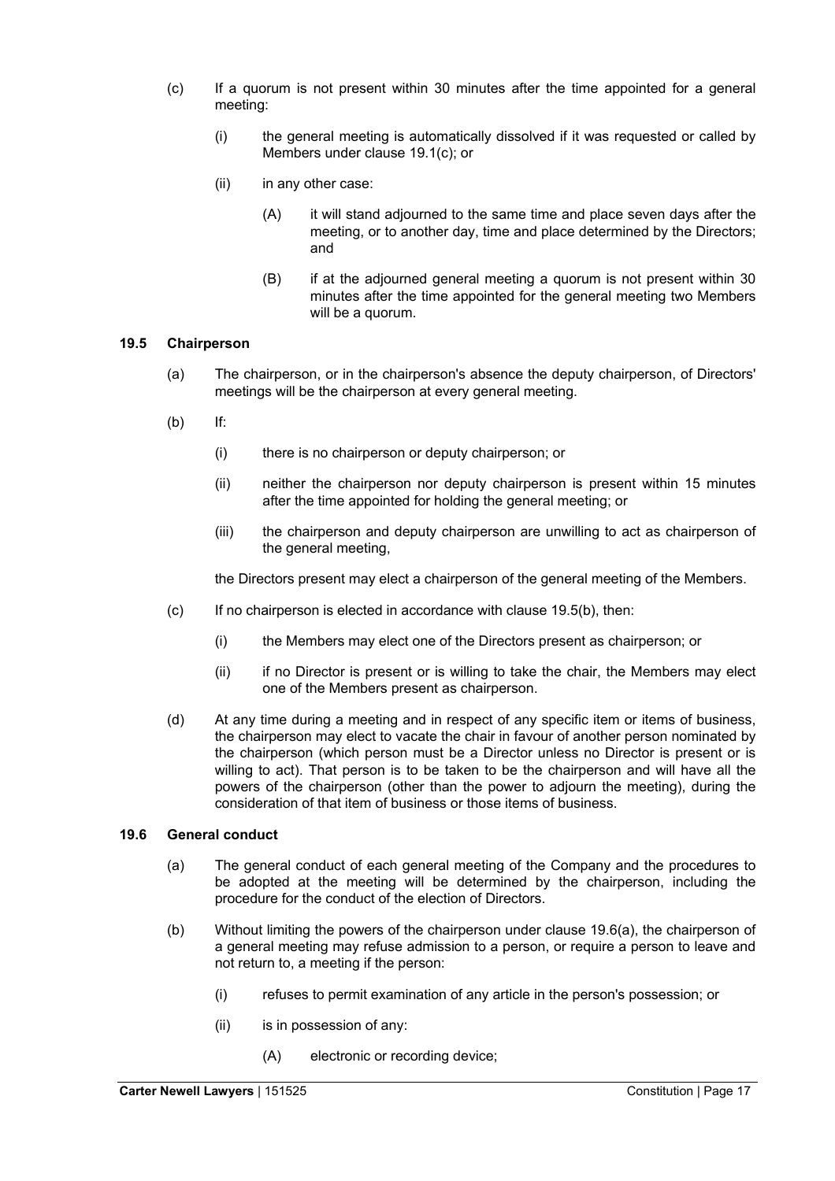(c) If a quorum is not present within 30 minutes after the time appointed for a general meeting:

  (i) the general meeting is automatically dissolved if it was requested or called by Members under clause 19.1(c); or

  (ii) in any other case:

    (A) it will stand adjourned to the same time and place seven days after the meeting, or to another day, time and place determined by the Directors; and

    (B) if at the adjourned general meeting a quorum is not present within 30 minutes after the time appointed for the general meeting two Members will be a quorum.

### 19.5 Chairperson

(a) The chairperson, or in the chairperson's absence the deputy chairperson, of Directors' meetings will be the chairperson at every general meeting.

(b) If:

  (i) there is no chairperson or deputy chairperson; or

  (ii) neither the chairperson nor deputy chairperson is present within 15 minutes after the time appointed for holding the general meeting; or

  (iii) the chairperson and deputy chairperson are unwilling to act as chairperson of the general meeting,

  the Directors present may elect a chairperson of the general meeting of the Members.

(c) If no chairperson is elected in accordance with clause 19.5(b), then:

  (i) the Members may elect one of the Directors present as chairperson; or

  (ii) if no Director is present or is willing to take the chair, the Members may elect one of the Members present as chairperson.

(d) At any time during a meeting and in respect of any specific item or items of business, the chairperson may elect to vacate the chair in favour of another person nominated by the chairperson (which person must be a Director unless no Director is present or is willing to act). That person is to be taken to be the chairperson and will have all the powers of the chairperson (other than the power to adjourn the meeting), during the consideration of that item of business or those items of business.

### 19.6 General conduct

(a) The general conduct of each general meeting of the Company and the procedures to be adopted at the meeting will be determined by the chairperson, including the procedure for the conduct of the election of Directors.

(b) Without limiting the powers of the chairperson under clause 19.6(a), the chairperson of a general meeting may refuse admission to a person, or require a person to leave and not return to, a meeting if the person:

  (i) refuses to permit examination of any article in the person's possession; or

  (ii) is in possession of any:

    (A) electronic or recording device;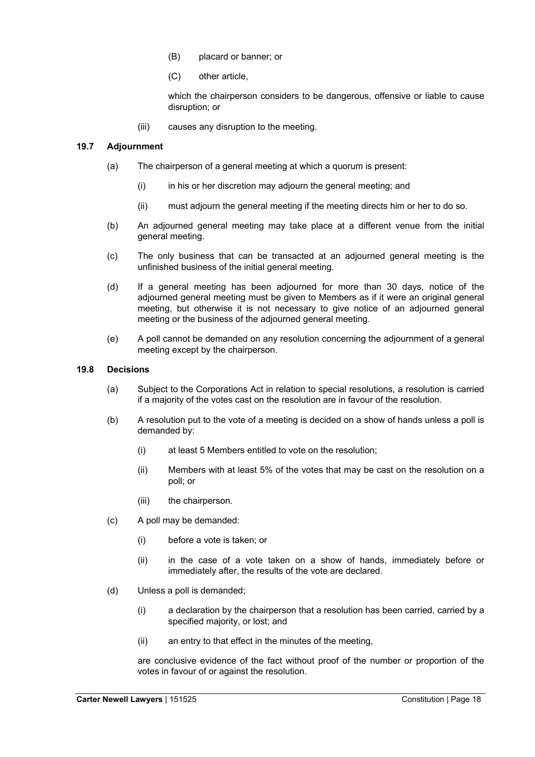(B) placard or banner; or

(C) other article,

which the chairperson considers to be dangerous, offensive or liable to cause disruption; or

(iii) causes any disruption to the meeting.

### 19.7 Adjournment

(a) The chairperson of a general meeting at which a quorum is present:

(i) in his or her discretion may adjourn the general meeting; and

(ii) must adjourn the general meeting if the meeting directs him or her to do so.

(b) An adjourned general meeting may take place at a different venue from the initial general meeting.

(c) The only business that can be transacted at an adjourned general meeting is the unfinished business of the initial general meeting.

(d) If a general meeting has been adjourned for more than 30 days, notice of the adjourned general meeting must be given to Members as if it were an original general meeting, but otherwise it is not necessary to give notice of an adjourned general meeting or the business of the adjourned general meeting.

(e) A poll cannot be demanded on any resolution concerning the adjournment of a general meeting except by the chairperson.

### 19.8 Decisions

(a) Subject to the Corporations Act in relation to special resolutions, a resolution is carried if a majority of the votes cast on the resolution are in favour of the resolution.

(b) A resolution put to the vote of a meeting is decided on a show of hands unless a poll is demanded by:

(i) at least 5 Members entitled to vote on the resolution;

(ii) Members with at least 5% of the votes that may be cast on the resolution on a poll; or

(iii) the chairperson.

(c) A poll may be demanded:

(i) before a vote is taken; or

(ii) in the case of a vote taken on a show of hands, immediately before or immediately after, the results of the vote are declared.

(d) Unless a poll is demanded;

(i) a declaration by the chairperson that a resolution has been carried, carried by a specified majority, or lost; and

(ii) an entry to that effect in the minutes of the meeting,

are conclusive evidence of the fact without proof of the number or proportion of the votes in favour of or against the resolution.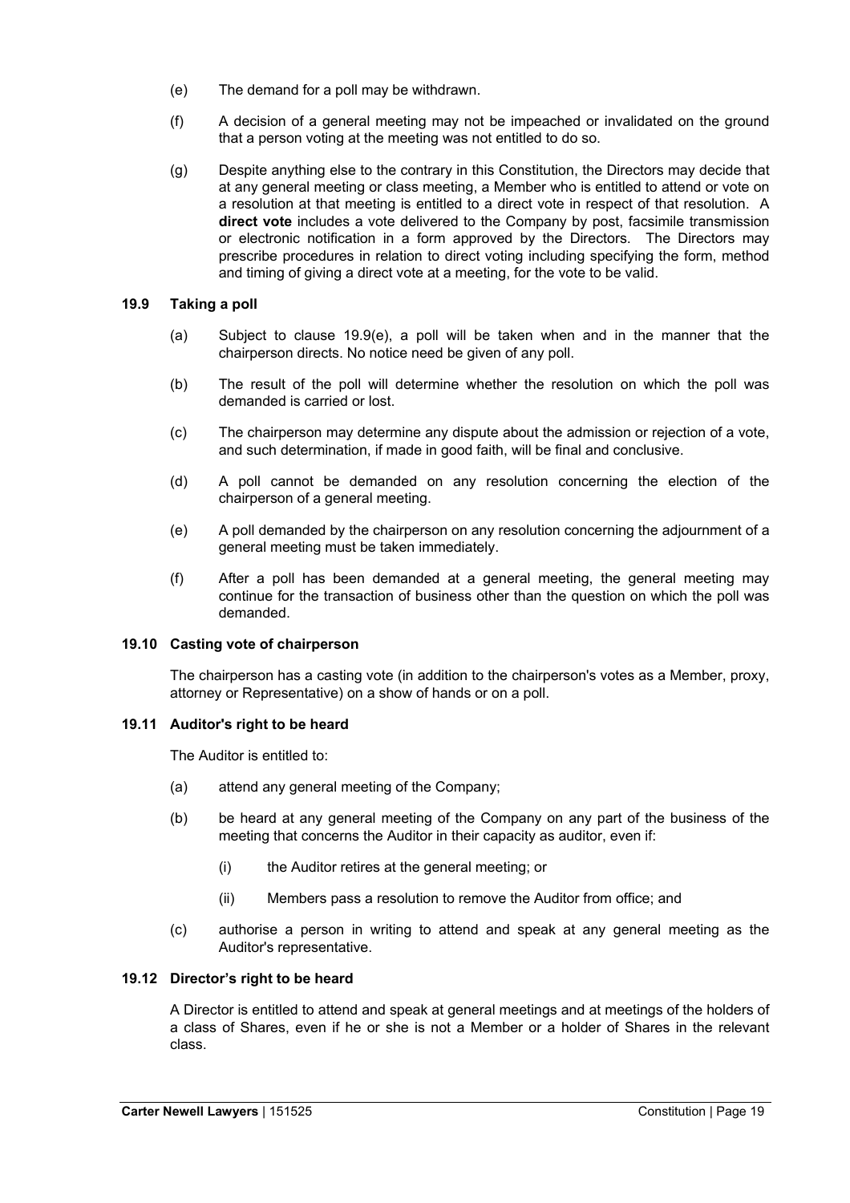(e) The demand for a poll may be withdrawn.

(f) A decision of a general meeting may not be impeached or invalidated on the ground that a person voting at the meeting was not entitled to do so.

(g) Despite anything else to the contrary in this Constitution, the Directors may decide that at any general meeting or class meeting, a Member who is entitled to attend or vote on a resolution at that meeting is entitled to a direct vote in respect of that resolution. A **direct vote** includes a vote delivered to the Company by post, facsimile transmission or electronic notification in a form approved by the Directors. The Directors may prescribe procedures in relation to direct voting including specifying the form, method and timing of giving a direct vote at a meeting, for the vote to be valid.

### 19.9 Taking a poll

(a) Subject to clause 19.9(e), a poll will be taken when and in the manner that the chairperson directs. No notice need be given of any poll.

(b) The result of the poll will determine whether the resolution on which the poll was demanded is carried or lost.

(c) The chairperson may determine any dispute about the admission or rejection of a vote, and such determination, if made in good faith, will be final and conclusive.

(d) A poll cannot be demanded on any resolution concerning the election of the chairperson of a general meeting.

(e) A poll demanded by the chairperson on any resolution concerning the adjournment of a general meeting must be taken immediately.

(f) After a poll has been demanded at a general meeting, the general meeting may continue for the transaction of business other than the question on which the poll was demanded.

### 19.10 Casting vote of chairperson

The chairperson has a casting vote (in addition to the chairperson's votes as a Member, proxy, attorney or Representative) on a show of hands or on a poll.

### 19.11 Auditor's right to be heard

The Auditor is entitled to:

(a) attend any general meeting of the Company;

(b) be heard at any general meeting of the Company on any part of the business of the meeting that concerns the Auditor in their capacity as auditor, even if:

  (i) the Auditor retires at the general meeting; or

  (ii) Members pass a resolution to remove the Auditor from office; and

(c) authorise a person in writing to attend and speak at any general meeting as the Auditor's representative.

### 19.12 Director's right to be heard

A Director is entitled to attend and speak at general meetings and at meetings of the holders of a class of Shares, even if he or she is not a Member or a holder of Shares in the relevant class.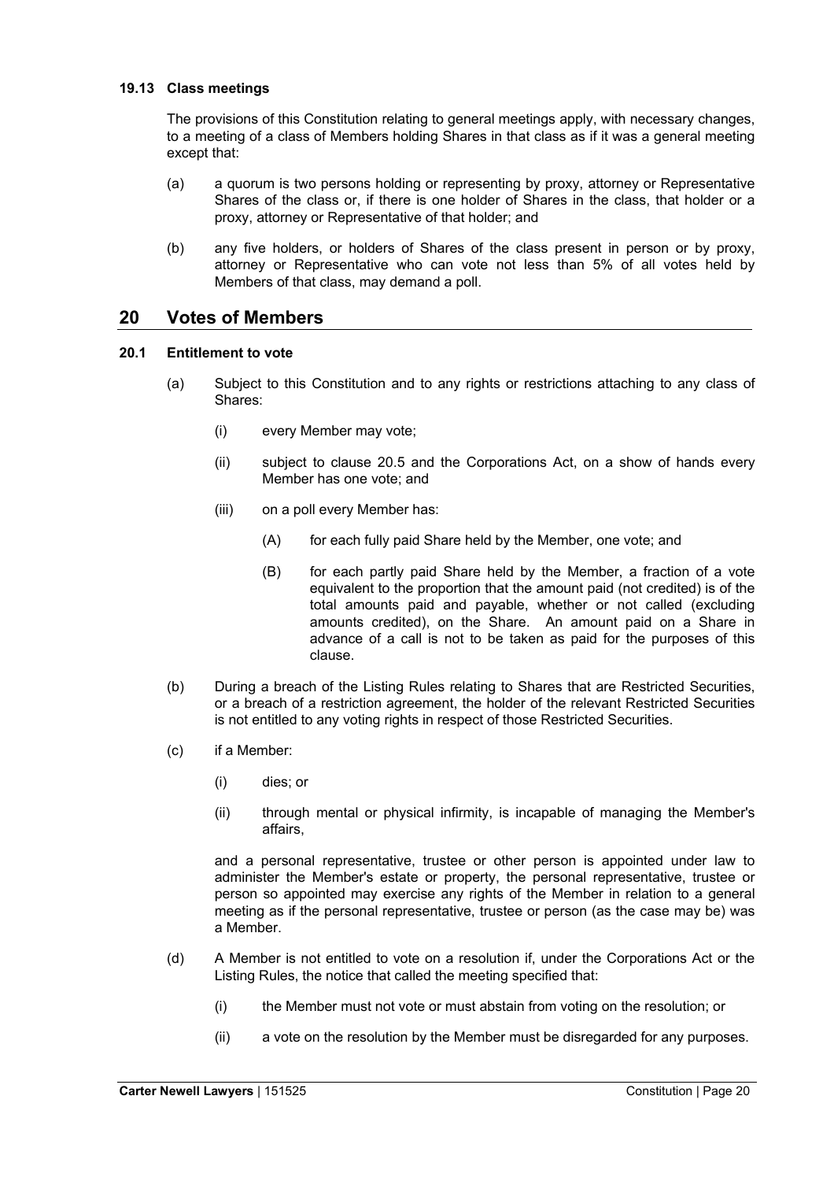### 19.13 Class meetings

The provisions of this Constitution relating to general meetings apply, with necessary changes, to a meeting of a class of Members holding Shares in that class as if it was a general meeting except that:

(a) a quorum is two persons holding or representing by proxy, attorney or Representative Shares of the class or, if there is one holder of Shares in the class, that holder or a proxy, attorney or Representative of that holder; and

(b) any five holders, or holders of Shares of the class present in person or by proxy, attorney or Representative who can vote not less than 5% of all votes held by Members of that class, may demand a poll.

## 20 Votes of Members

### 20.1 Entitlement to vote

(a) Subject to this Constitution and to any rights or restrictions attaching to any class of Shares:

  (i) every Member may vote;

  (ii) subject to clause 20.5 and the Corporations Act, on a show of hands every Member has one vote; and

  (iii) on a poll every Member has:

    (A) for each fully paid Share held by the Member, one vote; and

    (B) for each partly paid Share held by the Member, a fraction of a vote equivalent to the proportion that the amount paid (not credited) is of the total amounts paid and payable, whether or not called (excluding amounts credited), on the Share. An amount paid on a Share in advance of a call is not to be taken as paid for the purposes of this clause.

(b) During a breach of the Listing Rules relating to Shares that are Restricted Securities, or a breach of a restriction agreement, the holder of the relevant Restricted Securities is not entitled to any voting rights in respect of those Restricted Securities.

(c) if a Member:

  (i) dies; or

  (ii) through mental or physical infirmity, is incapable of managing the Member's affairs,

  and a personal representative, trustee or other person is appointed under law to administer the Member's estate or property, the personal representative, trustee or person so appointed may exercise any rights of the Member in relation to a general meeting as if the personal representative, trustee or person (as the case may be) was a Member.

(d) A Member is not entitled to vote on a resolution if, under the Corporations Act or the Listing Rules, the notice that called the meeting specified that:

  (i) the Member must not vote or must abstain from voting on the resolution; or

  (ii) a vote on the resolution by the Member must be disregarded for any purposes.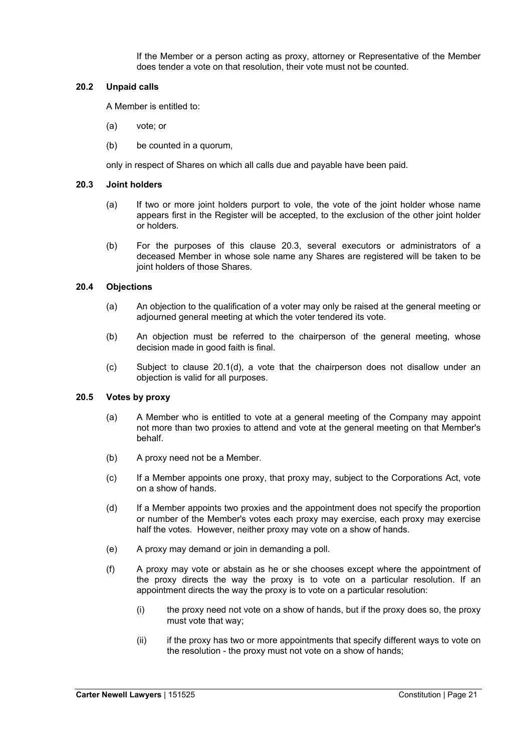If the Member or a person acting as proxy, attorney or Representative of the Member does tender a vote on that resolution, their vote must not be counted.

### 20.2 Unpaid calls

A Member is entitled to:

(a) vote; or

(b) be counted in a quorum,

only in respect of Shares on which all calls due and payable have been paid.

### 20.3 Joint holders

(a) If two or more joint holders purport to vole, the vote of the joint holder whose name appears first in the Register will be accepted, to the exclusion of the other joint holder or holders.

(b) For the purposes of this clause 20.3, several executors or administrators of a deceased Member in whose sole name any Shares are registered will be taken to be joint holders of those Shares.

### 20.4 Objections

(a) An objection to the qualification of a voter may only be raised at the general meeting or adjourned general meeting at which the voter tendered its vote.

(b) An objection must be referred to the chairperson of the general meeting, whose decision made in good faith is final.

(c) Subject to clause 20.1(d), a vote that the chairperson does not disallow under an objection is valid for all purposes.

### 20.5 Votes by proxy

(a) A Member who is entitled to vote at a general meeting of the Company may appoint not more than two proxies to attend and vote at the general meeting on that Member's behalf.

(b) A proxy need not be a Member.

(c) If a Member appoints one proxy, that proxy may, subject to the Corporations Act, vote on a show of hands.

(d) If a Member appoints two proxies and the appointment does not specify the proportion or number of the Member's votes each proxy may exercise, each proxy may exercise half the votes. However, neither proxy may vote on a show of hands.

(e) A proxy may demand or join in demanding a poll.

(f) A proxy may vote or abstain as he or she chooses except where the appointment of the proxy directs the way the proxy is to vote on a particular resolution. If an appointment directs the way the proxy is to vote on a particular resolution:

  (i) the proxy need not vote on a show of hands, but if the proxy does so, the proxy must vote that way;

  (ii) if the proxy has two or more appointments that specify different ways to vote on the resolution - the proxy must not vote on a show of hands;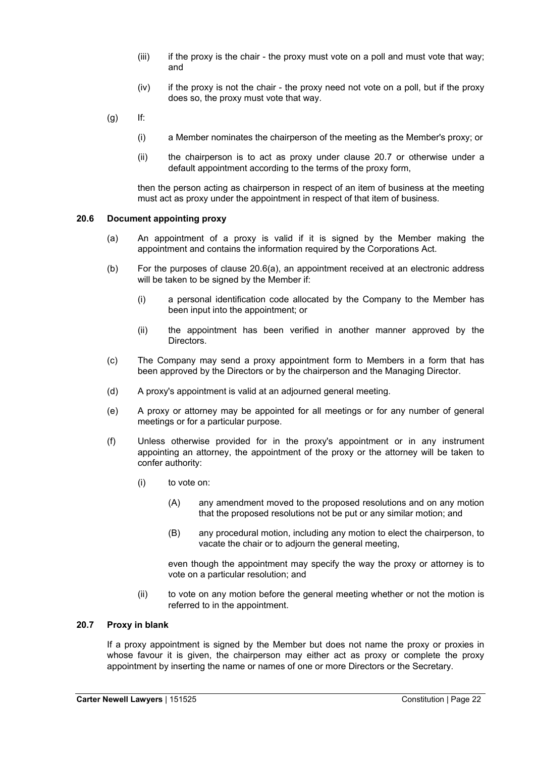(iii) if the proxy is the chair - the proxy must vote on a poll and must vote that way; and

(iv) if the proxy is not the chair - the proxy need not vote on a poll, but if the proxy does so, the proxy must vote that way.

(g) If:

(i) a Member nominates the chairperson of the meeting as the Member's proxy; or

(ii) the chairperson is to act as proxy under clause 20.7 or otherwise under a default appointment according to the terms of the proxy form,

then the person acting as chairperson in respect of an item of business at the meeting must act as proxy under the appointment in respect of that item of business.

### 20.6 Document appointing proxy

(a) An appointment of a proxy is valid if it is signed by the Member making the appointment and contains the information required by the Corporations Act.

(b) For the purposes of clause 20.6(a), an appointment received at an electronic address will be taken to be signed by the Member if:

(i) a personal identification code allocated by the Company to the Member has been input into the appointment; or

(ii) the appointment has been verified in another manner approved by the Directors.

(c) The Company may send a proxy appointment form to Members in a form that has been approved by the Directors or by the chairperson and the Managing Director.

(d) A proxy's appointment is valid at an adjourned general meeting.

(e) A proxy or attorney may be appointed for all meetings or for any number of general meetings or for a particular purpose.

(f) Unless otherwise provided for in the proxy's appointment or in any instrument appointing an attorney, the appointment of the proxy or the attorney will be taken to confer authority:

(i) to vote on:

(A) any amendment moved to the proposed resolutions and on any motion that the proposed resolutions not be put or any similar motion; and

(B) any procedural motion, including any motion to elect the chairperson, to vacate the chair or to adjourn the general meeting,

even though the appointment may specify the way the proxy or attorney is to vote on a particular resolution; and

(ii) to vote on any motion before the general meeting whether or not the motion is referred to in the appointment.

### 20.7 Proxy in blank

If a proxy appointment is signed by the Member but does not name the proxy or proxies in whose favour it is given, the chairperson may either act as proxy or complete the proxy appointment by inserting the name or names of one or more Directors or the Secretary.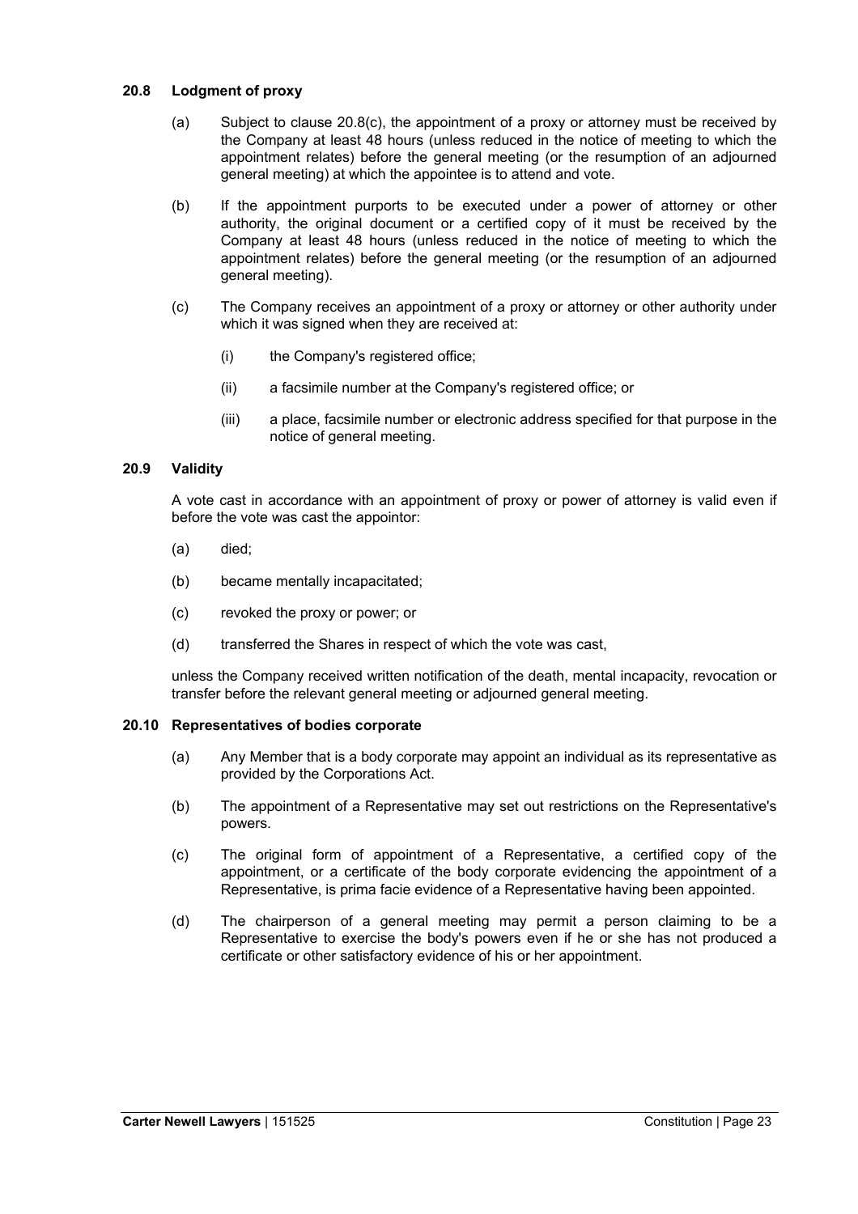### 20.8 Lodgment of proxy

(a) Subject to clause 20.8(c), the appointment of a proxy or attorney must be received by the Company at least 48 hours (unless reduced in the notice of meeting to which the appointment relates) before the general meeting (or the resumption of an adjourned general meeting) at which the appointee is to attend and vote.

(b) If the appointment purports to be executed under a power of attorney or other authority, the original document or a certified copy of it must be received by the Company at least 48 hours (unless reduced in the notice of meeting to which the appointment relates) before the general meeting (or the resumption of an adjourned general meeting).

(c) The Company receives an appointment of a proxy or attorney or other authority under which it was signed when they are received at:

  (i) the Company's registered office;

  (ii) a facsimile number at the Company's registered office; or

  (iii) a place, facsimile number or electronic address specified for that purpose in the notice of general meeting.

### 20.9 Validity

A vote cast in accordance with an appointment of proxy or power of attorney is valid even if before the vote was cast the appointor:

(a) died;

(b) became mentally incapacitated;

(c) revoked the proxy or power; or

(d) transferred the Shares in respect of which the vote was cast,

unless the Company received written notification of the death, mental incapacity, revocation or transfer before the relevant general meeting or adjourned general meeting.

### 20.10 Representatives of bodies corporate

(a) Any Member that is a body corporate may appoint an individual as its representative as provided by the Corporations Act.

(b) The appointment of a Representative may set out restrictions on the Representative's powers.

(c) The original form of appointment of a Representative, a certified copy of the appointment, or a certificate of the body corporate evidencing the appointment of a Representative, is prima facie evidence of a Representative having been appointed.

(d) The chairperson of a general meeting may permit a person claiming to be a Representative to exercise the body's powers even if he or she has not produced a certificate or other satisfactory evidence of his or her appointment.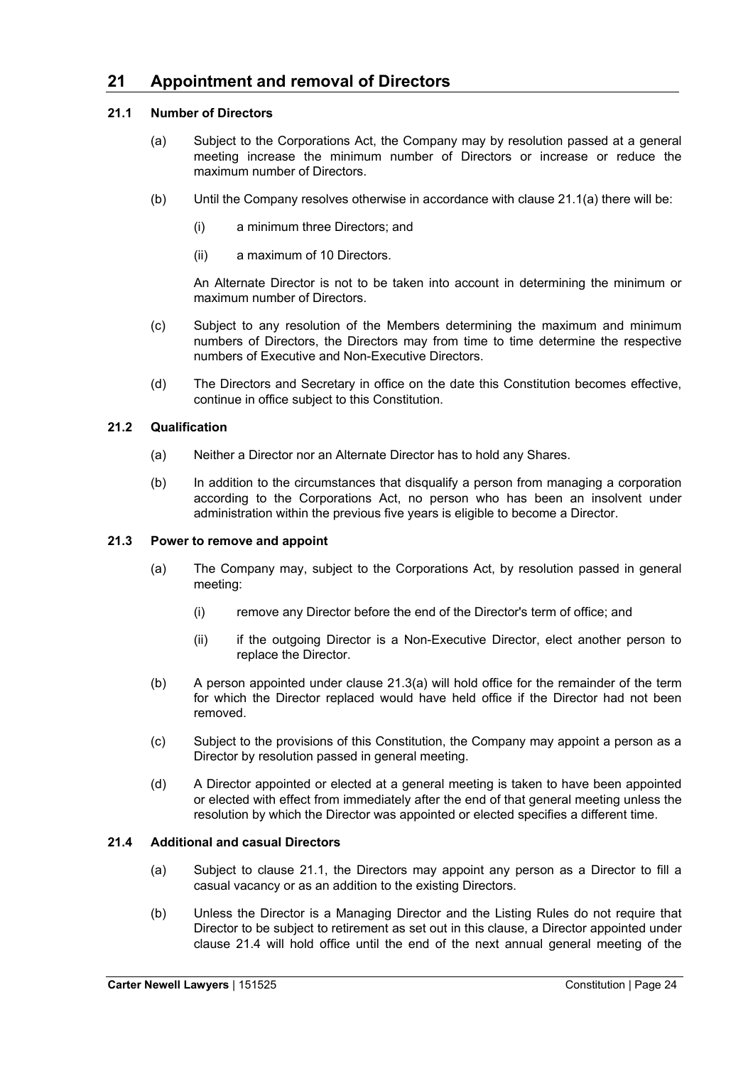## 21 Appointment and removal of Directors

### 21.1 Number of Directors

(a) Subject to the Corporations Act, the Company may by resolution passed at a general meeting increase the minimum number of Directors or increase or reduce the maximum number of Directors.

(b) Until the Company resolves otherwise in accordance with clause 21.1(a) there will be:

   (i) a minimum three Directors; and

   (ii) a maximum of 10 Directors.

   An Alternate Director is not to be taken into account in determining the minimum or maximum number of Directors.

(c) Subject to any resolution of the Members determining the maximum and minimum numbers of Directors, the Directors may from time to time determine the respective numbers of Executive and Non-Executive Directors.

(d) The Directors and Secretary in office on the date this Constitution becomes effective, continue in office subject to this Constitution.

### 21.2 Qualification

(a) Neither a Director nor an Alternate Director has to hold any Shares.

(b) In addition to the circumstances that disqualify a person from managing a corporation according to the Corporations Act, no person who has been an insolvent under administration within the previous five years is eligible to become a Director.

### 21.3 Power to remove and appoint

(a) The Company may, subject to the Corporations Act, by resolution passed in general meeting:

   (i) remove any Director before the end of the Director's term of office; and

   (ii) if the outgoing Director is a Non-Executive Director, elect another person to replace the Director.

(b) A person appointed under clause 21.3(a) will hold office for the remainder of the term for which the Director replaced would have held office if the Director had not been removed.

(c) Subject to the provisions of this Constitution, the Company may appoint a person as a Director by resolution passed in general meeting.

(d) A Director appointed or elected at a general meeting is taken to have been appointed or elected with effect from immediately after the end of that general meeting unless the resolution by which the Director was appointed or elected specifies a different time.

### 21.4 Additional and casual Directors

(a) Subject to clause 21.1, the Directors may appoint any person as a Director to fill a casual vacancy or as an addition to the existing Directors.

(b) Unless the Director is a Managing Director and the Listing Rules do not require that Director to be subject to retirement as set out in this clause, a Director appointed under clause 21.4 will hold office until the end of the next annual general meeting of the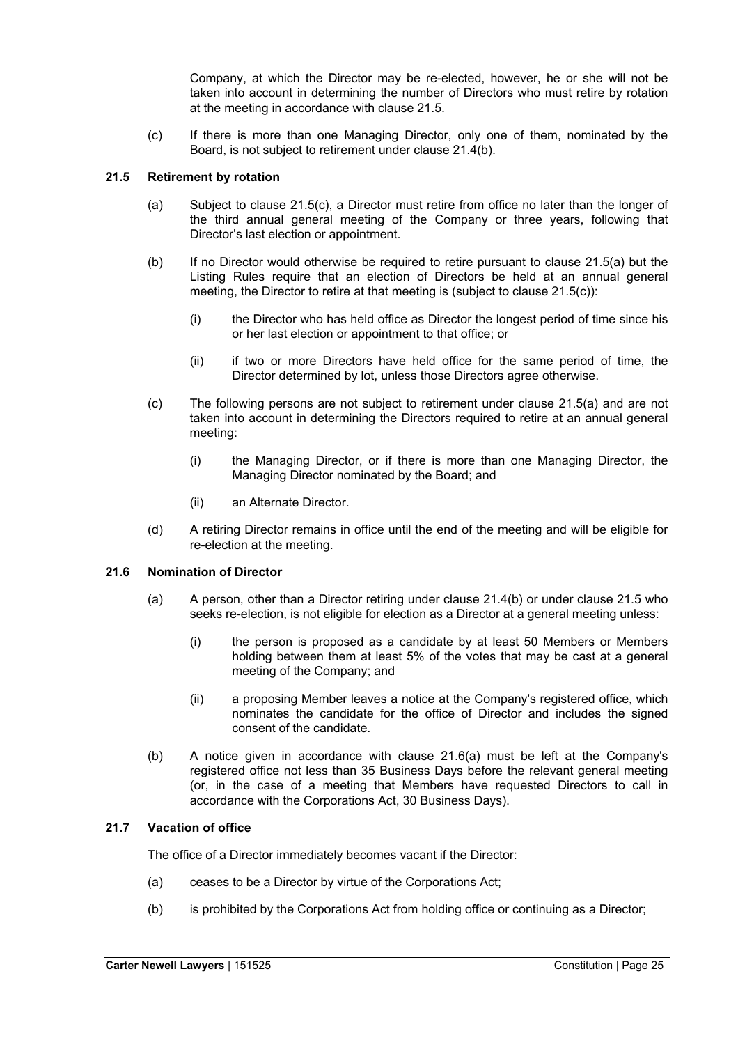Company, at which the Director may be re-elected, however, he or she will not be taken into account in determining the number of Directors who must retire by rotation at the meeting in accordance with clause 21.5.

(c) If there is more than one Managing Director, only one of them, nominated by the Board, is not subject to retirement under clause 21.4(b).

### 21.5 Retirement by rotation

(a) Subject to clause 21.5(c), a Director must retire from office no later than the longer of the third annual general meeting of the Company or three years, following that Director's last election or appointment.

(b) If no Director would otherwise be required to retire pursuant to clause 21.5(a) but the Listing Rules require that an election of Directors be held at an annual general meeting, the Director to retire at that meeting is (subject to clause 21.5(c)):

   (i) the Director who has held office as Director the longest period of time since his or her last election or appointment to that office; or

   (ii) if two or more Directors have held office for the same period of time, the Director determined by lot, unless those Directors agree otherwise.

(c) The following persons are not subject to retirement under clause 21.5(a) and are not taken into account in determining the Directors required to retire at an annual general meeting:

   (i) the Managing Director, or if there is more than one Managing Director, the Managing Director nominated by the Board; and

   (ii) an Alternate Director.

(d) A retiring Director remains in office until the end of the meeting and will be eligible for re-election at the meeting.

### 21.6 Nomination of Director

(a) A person, other than a Director retiring under clause 21.4(b) or under clause 21.5 who seeks re-election, is not eligible for election as a Director at a general meeting unless:

   (i) the person is proposed as a candidate by at least 50 Members or Members holding between them at least 5% of the votes that may be cast at a general meeting of the Company; and

   (ii) a proposing Member leaves a notice at the Company's registered office, which nominates the candidate for the office of Director and includes the signed consent of the candidate.

(b) A notice given in accordance with clause 21.6(a) must be left at the Company's registered office not less than 35 Business Days before the relevant general meeting (or, in the case of a meeting that Members have requested Directors to call in accordance with the Corporations Act, 30 Business Days).

### 21.7 Vacation of office

The office of a Director immediately becomes vacant if the Director:

(a) ceases to be a Director by virtue of the Corporations Act;

(b) is prohibited by the Corporations Act from holding office or continuing as a Director;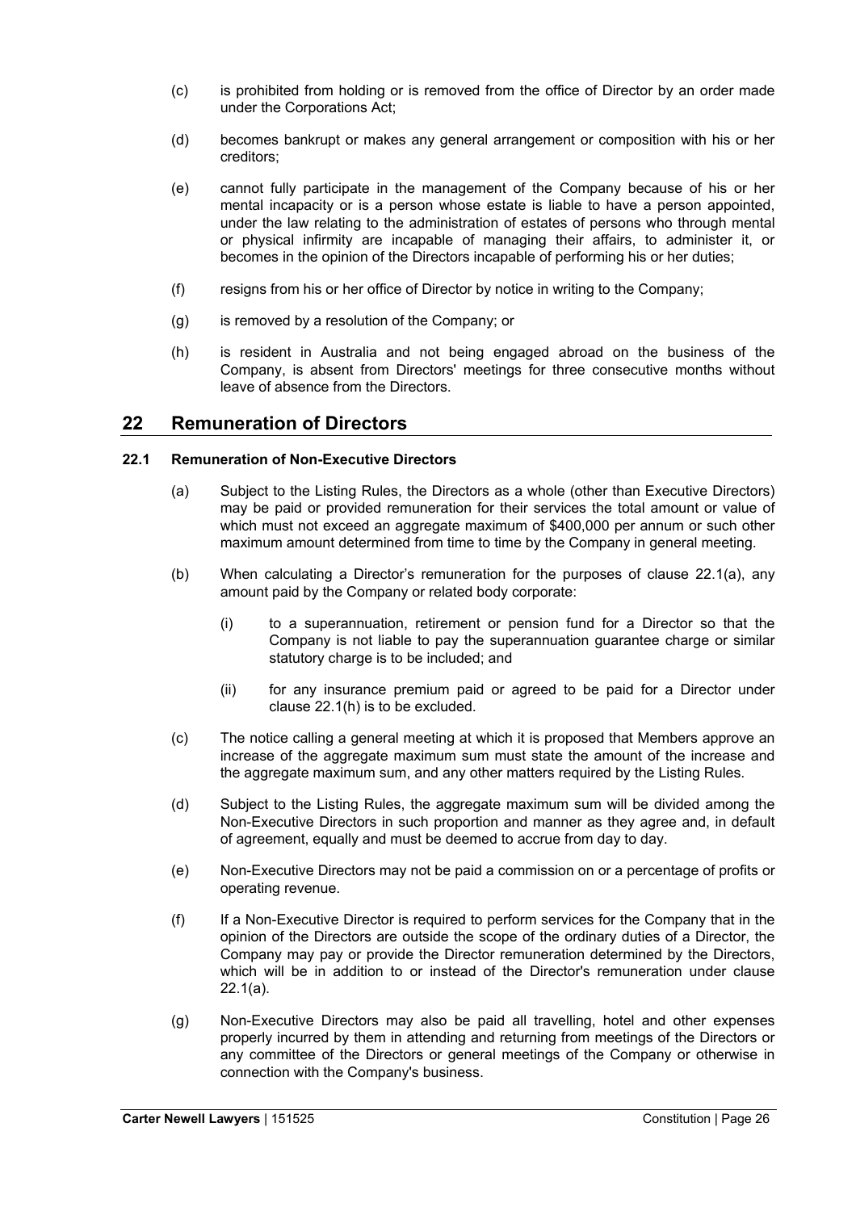(c) is prohibited from holding or is removed from the office of Director by an order made under the Corporations Act;

(d) becomes bankrupt or makes any general arrangement or composition with his or her creditors;

(e) cannot fully participate in the management of the Company because of his or her mental incapacity or is a person whose estate is liable to have a person appointed, under the law relating to the administration of estates of persons who through mental or physical infirmity are incapable of managing their affairs, to administer it, or becomes in the opinion of the Directors incapable of performing his or her duties;

(f) resigns from his or her office of Director by notice in writing to the Company;

(g) is removed by a resolution of the Company; or

(h) is resident in Australia and not being engaged abroad on the business of the Company, is absent from Directors' meetings for three consecutive months without leave of absence from the Directors.

## 22 Remuneration of Directors

### 22.1 Remuneration of Non-Executive Directors

(a) Subject to the Listing Rules, the Directors as a whole (other than Executive Directors) may be paid or provided remuneration for their services the total amount or value of which must not exceed an aggregate maximum of $400,000 per annum or such other maximum amount determined from time to time by the Company in general meeting.

(b) When calculating a Director's remuneration for the purposes of clause 22.1(a), any amount paid by the Company or related body corporate:

(i) to a superannuation, retirement or pension fund for a Director so that the Company is not liable to pay the superannuation guarantee charge or similar statutory charge is to be included; and

(ii) for any insurance premium paid or agreed to be paid for a Director under clause 22.1(h) is to be excluded.

(c) The notice calling a general meeting at which it is proposed that Members approve an increase of the aggregate maximum sum must state the amount of the increase and the aggregate maximum sum, and any other matters required by the Listing Rules.

(d) Subject to the Listing Rules, the aggregate maximum sum will be divided among the Non-Executive Directors in such proportion and manner as they agree and, in default of agreement, equally and must be deemed to accrue from day to day.

(e) Non-Executive Directors may not be paid a commission on or a percentage of profits or operating revenue.

(f) If a Non-Executive Director is required to perform services for the Company that in the opinion of the Directors are outside the scope of the ordinary duties of a Director, the Company may pay or provide the Director remuneration determined by the Directors, which will be in addition to or instead of the Director's remuneration under clause 22.1(a).

(g) Non-Executive Directors may also be paid all travelling, hotel and other expenses properly incurred by them in attending and returning from meetings of the Directors or any committee of the Directors or general meetings of the Company or otherwise in connection with the Company's business.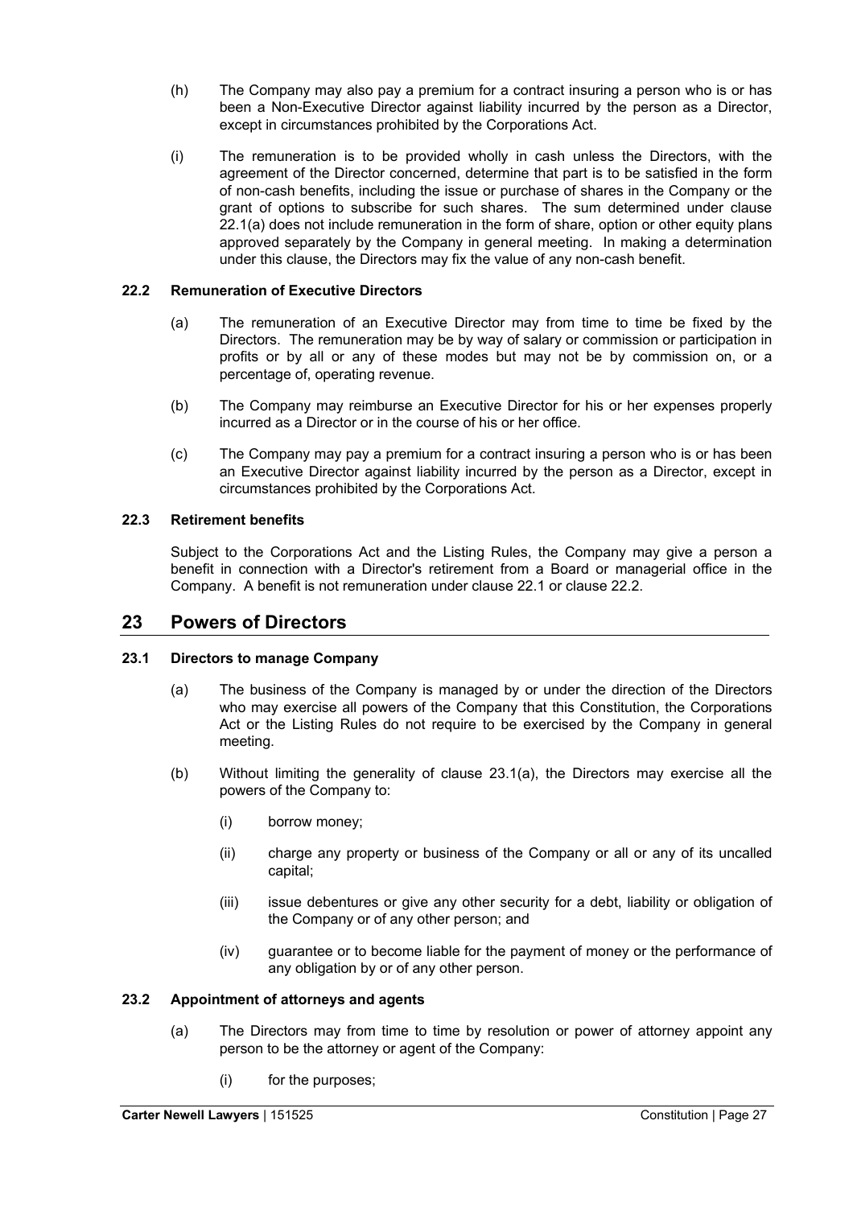(h) The Company may also pay a premium for a contract insuring a person who is or has been a Non-Executive Director against liability incurred by the person as a Director, except in circumstances prohibited by the Corporations Act.

(i) The remuneration is to be provided wholly in cash unless the Directors, with the agreement of the Director concerned, determine that part is to be satisfied in the form of non-cash benefits, including the issue or purchase of shares in the Company or the grant of options to subscribe for such shares. The sum determined under clause 22.1(a) does not include remuneration in the form of share, option or other equity plans approved separately by the Company in general meeting. In making a determination under this clause, the Directors may fix the value of any non-cash benefit.

### 22.2 Remuneration of Executive Directors

(a) The remuneration of an Executive Director may from time to time be fixed by the Directors. The remuneration may be by way of salary or commission or participation in profits or by all or any of these modes but may not be by commission on, or a percentage of, operating revenue.

(b) The Company may reimburse an Executive Director for his or her expenses properly incurred as a Director or in the course of his or her office.

(c) The Company may pay a premium for a contract insuring a person who is or has been an Executive Director against liability incurred by the person as a Director, except in circumstances prohibited by the Corporations Act.

### 22.3 Retirement benefits

Subject to the Corporations Act and the Listing Rules, the Company may give a person a benefit in connection with a Director's retirement from a Board or managerial office in the Company. A benefit is not remuneration under clause 22.1 or clause 22.2.

## 23 Powers of Directors

### 23.1 Directors to manage Company

(a) The business of the Company is managed by or under the direction of the Directors who may exercise all powers of the Company that this Constitution, the Corporations Act or the Listing Rules do not require to be exercised by the Company in general meeting.

(b) Without limiting the generality of clause 23.1(a), the Directors may exercise all the powers of the Company to:

(i) borrow money;

(ii) charge any property or business of the Company or all or any of its uncalled capital;

(iii) issue debentures or give any other security for a debt, liability or obligation of the Company or of any other person; and

(iv) guarantee or to become liable for the payment of money or the performance of any obligation by or of any other person.

### 23.2 Appointment of attorneys and agents

(a) The Directors may from time to time by resolution or power of attorney appoint any person to be the attorney or agent of the Company:

(i) for the purposes;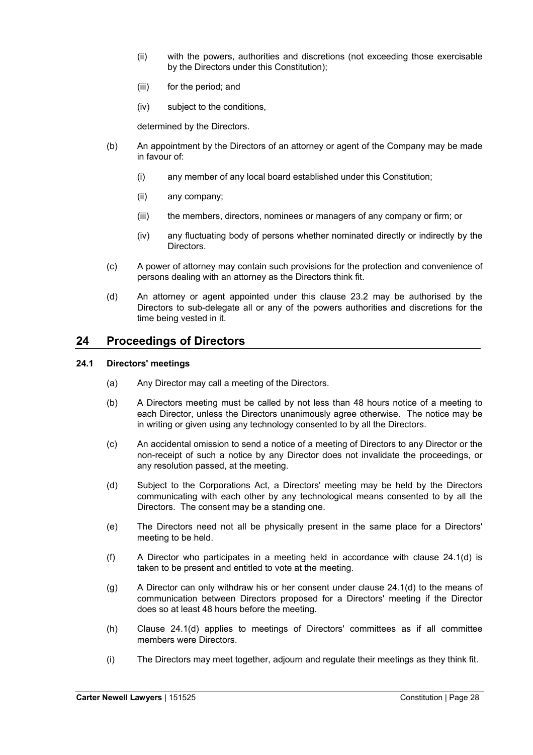(ii) with the powers, authorities and discretions (not exceeding those exercisable by the Directors under this Constitution);

(iii) for the period; and

(iv) subject to the conditions,

determined by the Directors.

(b) An appointment by the Directors of an attorney or agent of the Company may be made in favour of:

(i) any member of any local board established under this Constitution;

(ii) any company;

(iii) the members, directors, nominees or managers of any company or firm; or

(iv) any fluctuating body of persons whether nominated directly or indirectly by the Directors.

(c) A power of attorney may contain such provisions for the protection and convenience of persons dealing with an attorney as the Directors think fit.

(d) An attorney or agent appointed under this clause 23.2 may be authorised by the Directors to sub-delegate all or any of the powers authorities and discretions for the time being vested in it.

# 24 Proceedings of Directors

## 24.1 Directors' meetings

(a) Any Director may call a meeting of the Directors.

(b) A Directors meeting must be called by not less than 48 hours notice of a meeting to each Director, unless the Directors unanimously agree otherwise. The notice may be in writing or given using any technology consented to by all the Directors.

(c) An accidental omission to send a notice of a meeting of Directors to any Director or the non-receipt of such a notice by any Director does not invalidate the proceedings, or any resolution passed, at the meeting.

(d) Subject to the Corporations Act, a Directors' meeting may be held by the Directors communicating with each other by any technological means consented to by all the Directors. The consent may be a standing one.

(e) The Directors need not all be physically present in the same place for a Directors' meeting to be held.

(f) A Director who participates in a meeting held in accordance with clause 24.1(d) is taken to be present and entitled to vote at the meeting.

(g) A Director can only withdraw his or her consent under clause 24.1(d) to the means of communication between Directors proposed for a Directors' meeting if the Director does so at least 48 hours before the meeting.

(h) Clause 24.1(d) applies to meetings of Directors' committees as if all committee members were Directors.

(i) The Directors may meet together, adjourn and regulate their meetings as they think fit.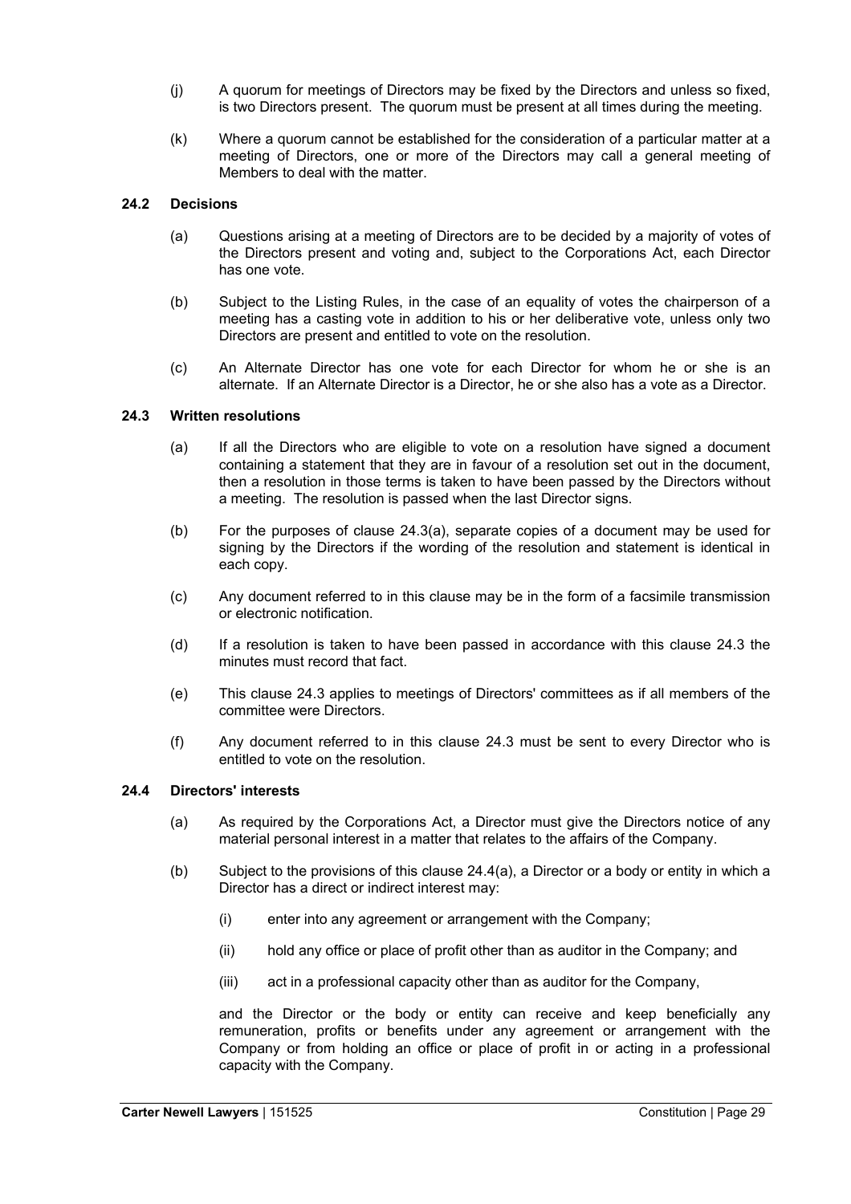(j) A quorum for meetings of Directors may be fixed by the Directors and unless so fixed, is two Directors present. The quorum must be present at all times during the meeting.

(k) Where a quorum cannot be established for the consideration of a particular matter at a meeting of Directors, one or more of the Directors may call a general meeting of Members to deal with the matter.

### 24.2 Decisions

(a) Questions arising at a meeting of Directors are to be decided by a majority of votes of the Directors present and voting and, subject to the Corporations Act, each Director has one vote.

(b) Subject to the Listing Rules, in the case of an equality of votes the chairperson of a meeting has a casting vote in addition to his or her deliberative vote, unless only two Directors are present and entitled to vote on the resolution.

(c) An Alternate Director has one vote for each Director for whom he or she is an alternate. If an Alternate Director is a Director, he or she also has a vote as a Director.

### 24.3 Written resolutions

(a) If all the Directors who are eligible to vote on a resolution have signed a document containing a statement that they are in favour of a resolution set out in the document, then a resolution in those terms is taken to have been passed by the Directors without a meeting. The resolution is passed when the last Director signs.

(b) For the purposes of clause 24.3(a), separate copies of a document may be used for signing by the Directors if the wording of the resolution and statement is identical in each copy.

(c) Any document referred to in this clause may be in the form of a facsimile transmission or electronic notification.

(d) If a resolution is taken to have been passed in accordance with this clause 24.3 the minutes must record that fact.

(e) This clause 24.3 applies to meetings of Directors' committees as if all members of the committee were Directors.

(f) Any document referred to in this clause 24.3 must be sent to every Director who is entitled to vote on the resolution.

### 24.4 Directors' interests

(a) As required by the Corporations Act, a Director must give the Directors notice of any material personal interest in a matter that relates to the affairs of the Company.

(b) Subject to the provisions of this clause 24.4(a), a Director or a body or entity in which a Director has a direct or indirect interest may:

(i) enter into any agreement or arrangement with the Company;

(ii) hold any office or place of profit other than as auditor in the Company; and

(iii) act in a professional capacity other than as auditor for the Company,

and the Director or the body or entity can receive and keep beneficially any remuneration, profits or benefits under any agreement or arrangement with the Company or from holding an office or place of profit in or acting in a professional capacity with the Company.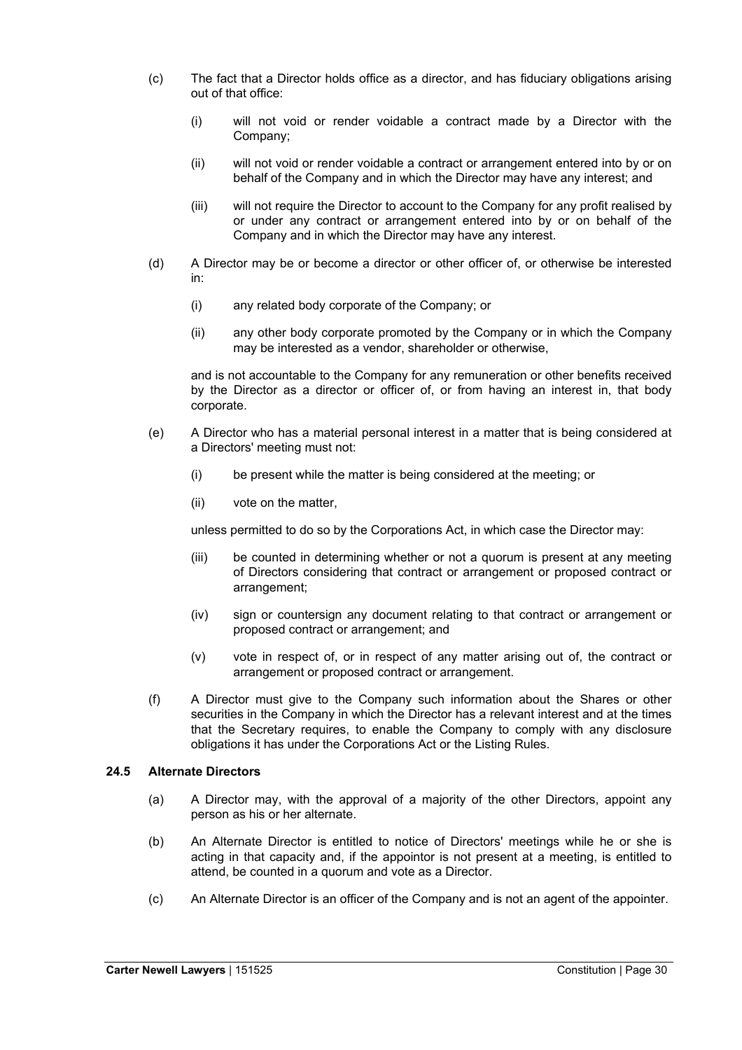(c) The fact that a Director holds office as a director, and has fiduciary obligations arising out of that office:

  (i) will not void or render voidable a contract made by a Director with the Company;

  (ii) will not void or render voidable a contract or arrangement entered into by or on behalf of the Company and in which the Director may have any interest; and

  (iii) will not require the Director to account to the Company for any profit realised by or under any contract or arrangement entered into by or on behalf of the Company and in which the Director may have any interest.

(d) A Director may be or become a director or other officer of, or otherwise be interested in:

  (i) any related body corporate of the Company; or

  (ii) any other body corporate promoted by the Company or in which the Company may be interested as a vendor, shareholder or otherwise,

  and is not accountable to the Company for any remuneration or other benefits received by the Director as a director or officer of, or from having an interest in, that body corporate.

(e) A Director who has a material personal interest in a matter that is being considered at a Directors' meeting must not:

  (i) be present while the matter is being considered at the meeting; or

  (ii) vote on the matter,

  unless permitted to do so by the Corporations Act, in which case the Director may:

  (iii) be counted in determining whether or not a quorum is present at any meeting of Directors considering that contract or arrangement or proposed contract or arrangement;

  (iv) sign or countersign any document relating to that contract or arrangement or proposed contract or arrangement; and

  (v) vote in respect of, or in respect of any matter arising out of, the contract or arrangement or proposed contract or arrangement.

(f) A Director must give to the Company such information about the Shares or other securities in the Company in which the Director has a relevant interest and at the times that the Secretary requires, to enable the Company to comply with any disclosure obligations it has under the Corporations Act or the Listing Rules.

### 24.5 Alternate Directors

(a) A Director may, with the approval of a majority of the other Directors, appoint any person as his or her alternate.

(b) An Alternate Director is entitled to notice of Directors' meetings while he or she is acting in that capacity and, if the appointor is not present at a meeting, is entitled to attend, be counted in a quorum and vote as a Director.

(c) An Alternate Director is an officer of the Company and is not an agent of the appointer.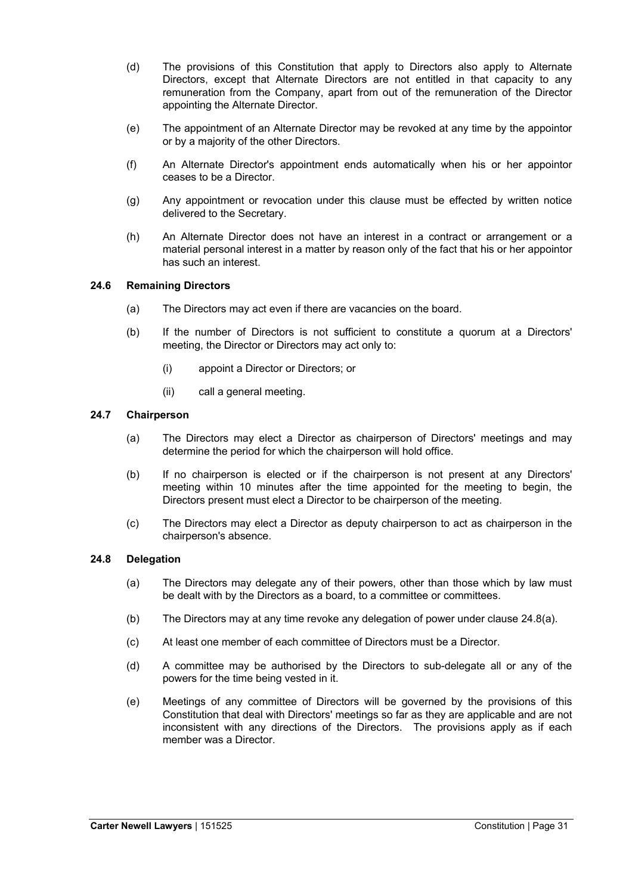(d) The provisions of this Constitution that apply to Directors also apply to Alternate Directors, except that Alternate Directors are not entitled in that capacity to any remuneration from the Company, apart from out of the remuneration of the Director appointing the Alternate Director.

(e) The appointment of an Alternate Director may be revoked at any time by the appointor or by a majority of the other Directors.

(f) An Alternate Director's appointment ends automatically when his or her appointor ceases to be a Director.

(g) Any appointment or revocation under this clause must be effected by written notice delivered to the Secretary.

(h) An Alternate Director does not have an interest in a contract or arrangement or a material personal interest in a matter by reason only of the fact that his or her appointor has such an interest.

### 24.6 Remaining Directors

(a) The Directors may act even if there are vacancies on the board.

(b) If the number of Directors is not sufficient to constitute a quorum at a Directors' meeting, the Director or Directors may act only to:

(i) appoint a Director or Directors; or

(ii) call a general meeting.

### 24.7 Chairperson

(a) The Directors may elect a Director as chairperson of Directors' meetings and may determine the period for which the chairperson will hold office.

(b) If no chairperson is elected or if the chairperson is not present at any Directors' meeting within 10 minutes after the time appointed for the meeting to begin, the Directors present must elect a Director to be chairperson of the meeting.

(c) The Directors may elect a Director as deputy chairperson to act as chairperson in the chairperson's absence.

### 24.8 Delegation

(a) The Directors may delegate any of their powers, other than those which by law must be dealt with by the Directors as a board, to a committee or committees.

(b) The Directors may at any time revoke any delegation of power under clause 24.8(a).

(c) At least one member of each committee of Directors must be a Director.

(d) A committee may be authorised by the Directors to sub-delegate all or any of the powers for the time being vested in it.

(e) Meetings of any committee of Directors will be governed by the provisions of this Constitution that deal with Directors' meetings so far as they are applicable and are not inconsistent with any directions of the Directors. The provisions apply as if each member was a Director.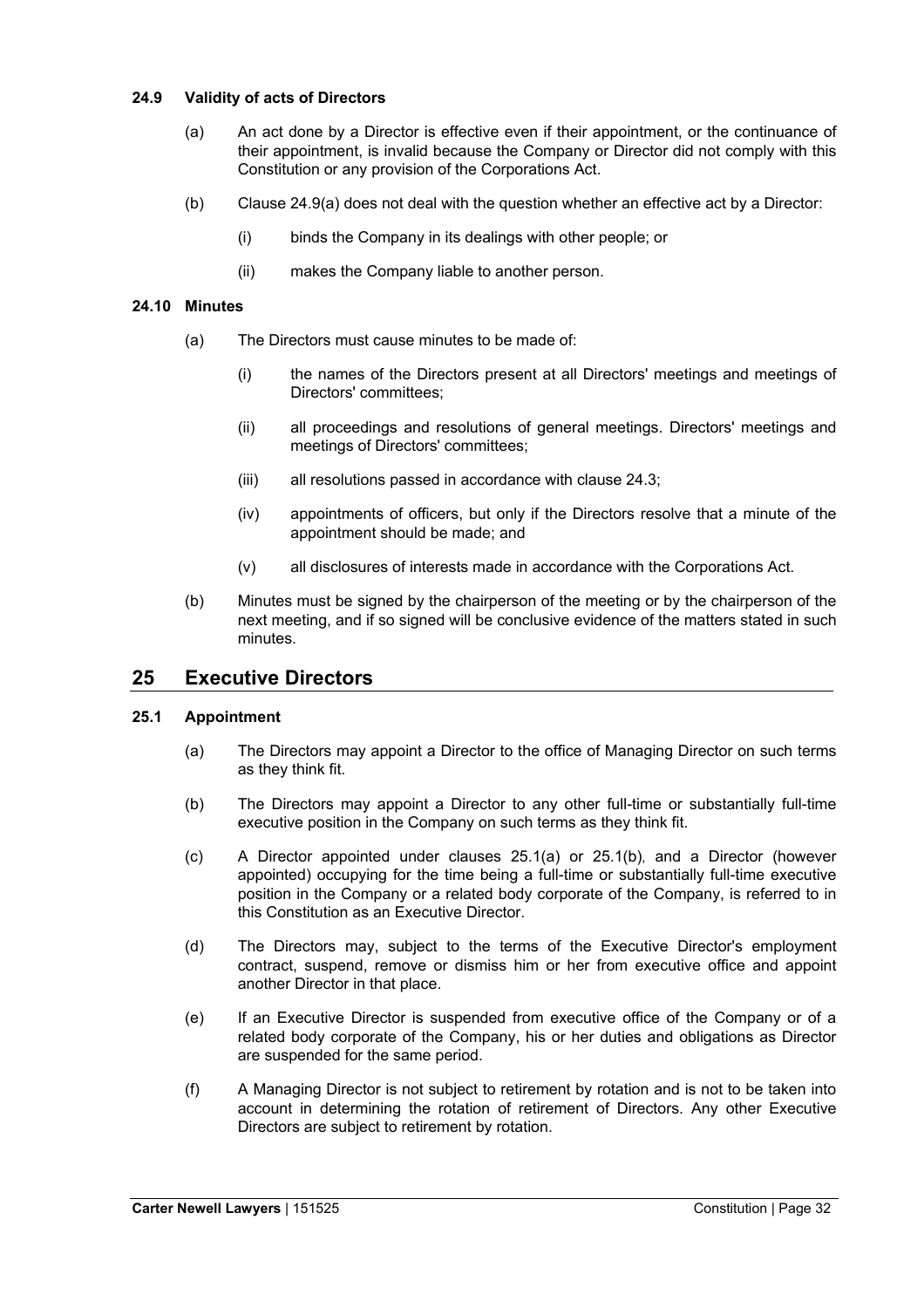### 24.9 Validity of acts of Directors

(a) An act done by a Director is effective even if their appointment, or the continuance of their appointment, is invalid because the Company or Director did not comply with this Constitution or any provision of the Corporations Act.

(b) Clause 24.9(a) does not deal with the question whether an effective act by a Director:

(i) binds the Company in its dealings with other people; or

(ii) makes the Company liable to another person.

### 24.10 Minutes

(a) The Directors must cause minutes to be made of:

(i) the names of the Directors present at all Directors' meetings and meetings of Directors' committees;

(ii) all proceedings and resolutions of general meetings. Directors' meetings and meetings of Directors' committees;

(iii) all resolutions passed in accordance with clause 24.3;

(iv) appointments of officers, but only if the Directors resolve that a minute of the appointment should be made; and

(v) all disclosures of interests made in accordance with the Corporations Act.

(b) Minutes must be signed by the chairperson of the meeting or by the chairperson of the next meeting, and if so signed will be conclusive evidence of the matters stated in such minutes.

## 25 Executive Directors

### 25.1 Appointment

(a) The Directors may appoint a Director to the office of Managing Director on such terms as they think fit.

(b) The Directors may appoint a Director to any other full-time or substantially full-time executive position in the Company on such terms as they think fit.

(c) A Director appointed under clauses 25.1(a) or 25.1(b), and a Director (however appointed) occupying for the time being a full-time or substantially full-time executive position in the Company or a related body corporate of the Company, is referred to in this Constitution as an Executive Director.

(d) The Directors may, subject to the terms of the Executive Director's employment contract, suspend, remove or dismiss him or her from executive office and appoint another Director in that place.

(e) If an Executive Director is suspended from executive office of the Company or of a related body corporate of the Company, his or her duties and obligations as Director are suspended for the same period.

(f) A Managing Director is not subject to retirement by rotation and is not to be taken into account in determining the rotation of retirement of Directors. Any other Executive Directors are subject to retirement by rotation.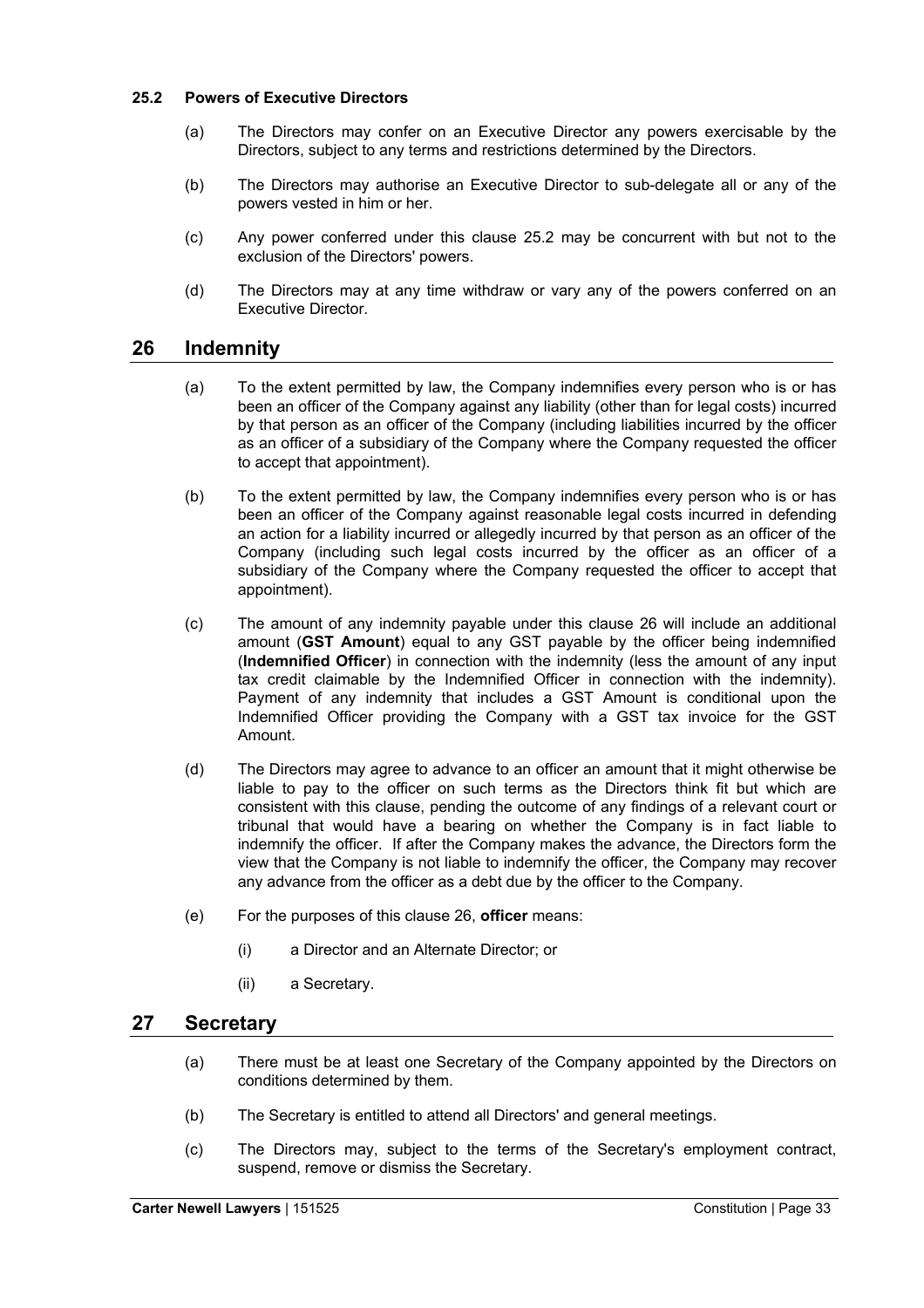### 25.2 Powers of Executive Directors

(a) The Directors may confer on an Executive Director any powers exercisable by the Directors, subject to any terms and restrictions determined by the Directors.

(b) The Directors may authorise an Executive Director to sub-delegate all or any of the powers vested in him or her.

(c) Any power conferred under this clause 25.2 may be concurrent with but not to the exclusion of the Directors' powers.

(d) The Directors may at any time withdraw or vary any of the powers conferred on an Executive Director.

## 26 Indemnity

(a) To the extent permitted by law, the Company indemnifies every person who is or has been an officer of the Company against any liability (other than for legal costs) incurred by that person as an officer of the Company (including liabilities incurred by the officer as an officer of a subsidiary of the Company where the Company requested the officer to accept that appointment).

(b) To the extent permitted by law, the Company indemnifies every person who is or has been an officer of the Company against reasonable legal costs incurred in defending an action for a liability incurred or allegedly incurred by that person as an officer of the Company (including such legal costs incurred by the officer as an officer of a subsidiary of the Company where the Company requested the officer to accept that appointment).

(c) The amount of any indemnity payable under this clause 26 will include an additional amount (**GST Amount**) equal to any GST payable by the officer being indemnified (**Indemnified Officer**) in connection with the indemnity (less the amount of any input tax credit claimable by the Indemnified Officer in connection with the indemnity). Payment of any indemnity that includes a GST Amount is conditional upon the Indemnified Officer providing the Company with a GST tax invoice for the GST Amount.

(d) The Directors may agree to advance to an officer an amount that it might otherwise be liable to pay to the officer on such terms as the Directors think fit but which are consistent with this clause, pending the outcome of any findings of a relevant court or tribunal that would have a bearing on whether the Company is in fact liable to indemnify the officer. If after the Company makes the advance, the Directors form the view that the Company is not liable to indemnify the officer, the Company may recover any advance from the officer as a debt due by the officer to the Company.

(e) For the purposes of this clause 26, **officer** means:

(i) a Director and an Alternate Director; or

(ii) a Secretary.

## 27 Secretary

(a) There must be at least one Secretary of the Company appointed by the Directors on conditions determined by them.

(b) The Secretary is entitled to attend all Directors' and general meetings.

(c) The Directors may, subject to the terms of the Secretary's employment contract, suspend, remove or dismiss the Secretary.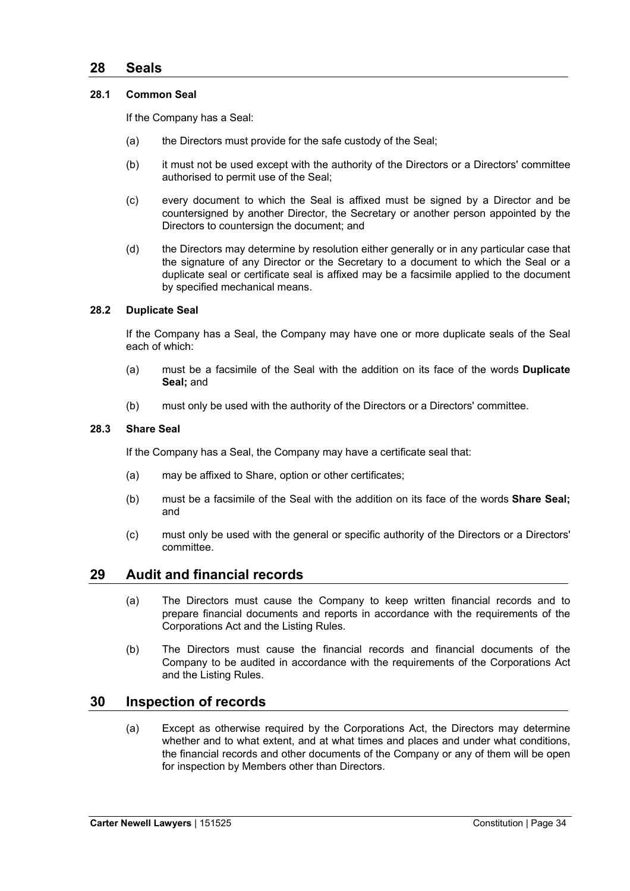## 28 Seals

### 28.1 Common Seal

If the Company has a Seal:

(a) the Directors must provide for the safe custody of the Seal;

(b) it must not be used except with the authority of the Directors or a Directors' committee authorised to permit use of the Seal;

(c) every document to which the Seal is affixed must be signed by a Director and be countersigned by another Director, the Secretary or another person appointed by the Directors to countersign the document; and

(d) the Directors may determine by resolution either generally or in any particular case that the signature of any Director or the Secretary to a document to which the Seal or a duplicate seal or certificate seal is affixed may be a facsimile applied to the document by specified mechanical means.

### 28.2 Duplicate Seal

If the Company has a Seal, the Company may have one or more duplicate seals of the Seal each of which:

(a) must be a facsimile of the Seal with the addition on its face of the words **Duplicate Seal;** and

(b) must only be used with the authority of the Directors or a Directors' committee.

### 28.3 Share Seal

If the Company has a Seal, the Company may have a certificate seal that:

(a) may be affixed to Share, option or other certificates;

(b) must be a facsimile of the Seal with the addition on its face of the words **Share Seal;** and

(c) must only be used with the general or specific authority of the Directors or a Directors' committee.

## 29 Audit and financial records

(a) The Directors must cause the Company to keep written financial records and to prepare financial documents and reports in accordance with the requirements of the Corporations Act and the Listing Rules.

(b) The Directors must cause the financial records and financial documents of the Company to be audited in accordance with the requirements of the Corporations Act and the Listing Rules.

## 30 Inspection of records

(a) Except as otherwise required by the Corporations Act, the Directors may determine whether and to what extent, and at what times and places and under what conditions, the financial records and other documents of the Company or any of them will be open for inspection by Members other than Directors.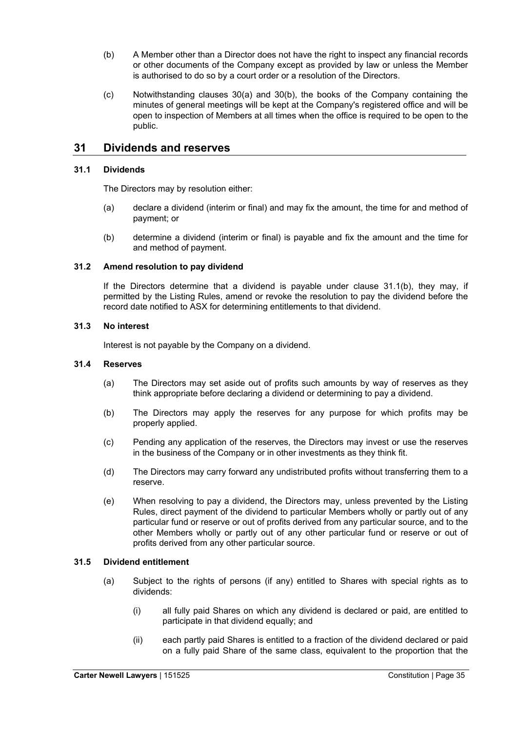(b) A Member other than a Director does not have the right to inspect any financial records or other documents of the Company except as provided by law or unless the Member is authorised to do so by a court order or a resolution of the Directors.

(c) Notwithstanding clauses 30(a) and 30(b), the books of the Company containing the minutes of general meetings will be kept at the Company's registered office and will be open to inspection of Members at all times when the office is required to be open to the public.

## 31 Dividends and reserves

### 31.1 Dividends

The Directors may by resolution either:

(a) declare a dividend (interim or final) and may fix the amount, the time for and method of payment; or

(b) determine a dividend (interim or final) is payable and fix the amount and the time for and method of payment.

### 31.2 Amend resolution to pay dividend

If the Directors determine that a dividend is payable under clause 31.1(b), they may, if permitted by the Listing Rules, amend or revoke the resolution to pay the dividend before the record date notified to ASX for determining entitlements to that dividend.

### 31.3 No interest

Interest is not payable by the Company on a dividend.

### 31.4 Reserves

(a) The Directors may set aside out of profits such amounts by way of reserves as they think appropriate before declaring a dividend or determining to pay a dividend.

(b) The Directors may apply the reserves for any purpose for which profits may be properly applied.

(c) Pending any application of the reserves, the Directors may invest or use the reserves in the business of the Company or in other investments as they think fit.

(d) The Directors may carry forward any undistributed profits without transferring them to a reserve.

(e) When resolving to pay a dividend, the Directors may, unless prevented by the Listing Rules, direct payment of the dividend to particular Members wholly or partly out of any particular fund or reserve or out of profits derived from any particular source, and to the other Members wholly or partly out of any other particular fund or reserve or out of profits derived from any other particular source.

### 31.5 Dividend entitlement

(a) Subject to the rights of persons (if any) entitled to Shares with special rights as to dividends:

(i) all fully paid Shares on which any dividend is declared or paid, are entitled to participate in that dividend equally; and

(ii) each partly paid Shares is entitled to a fraction of the dividend declared or paid on a fully paid Share of the same class, equivalent to the proportion that the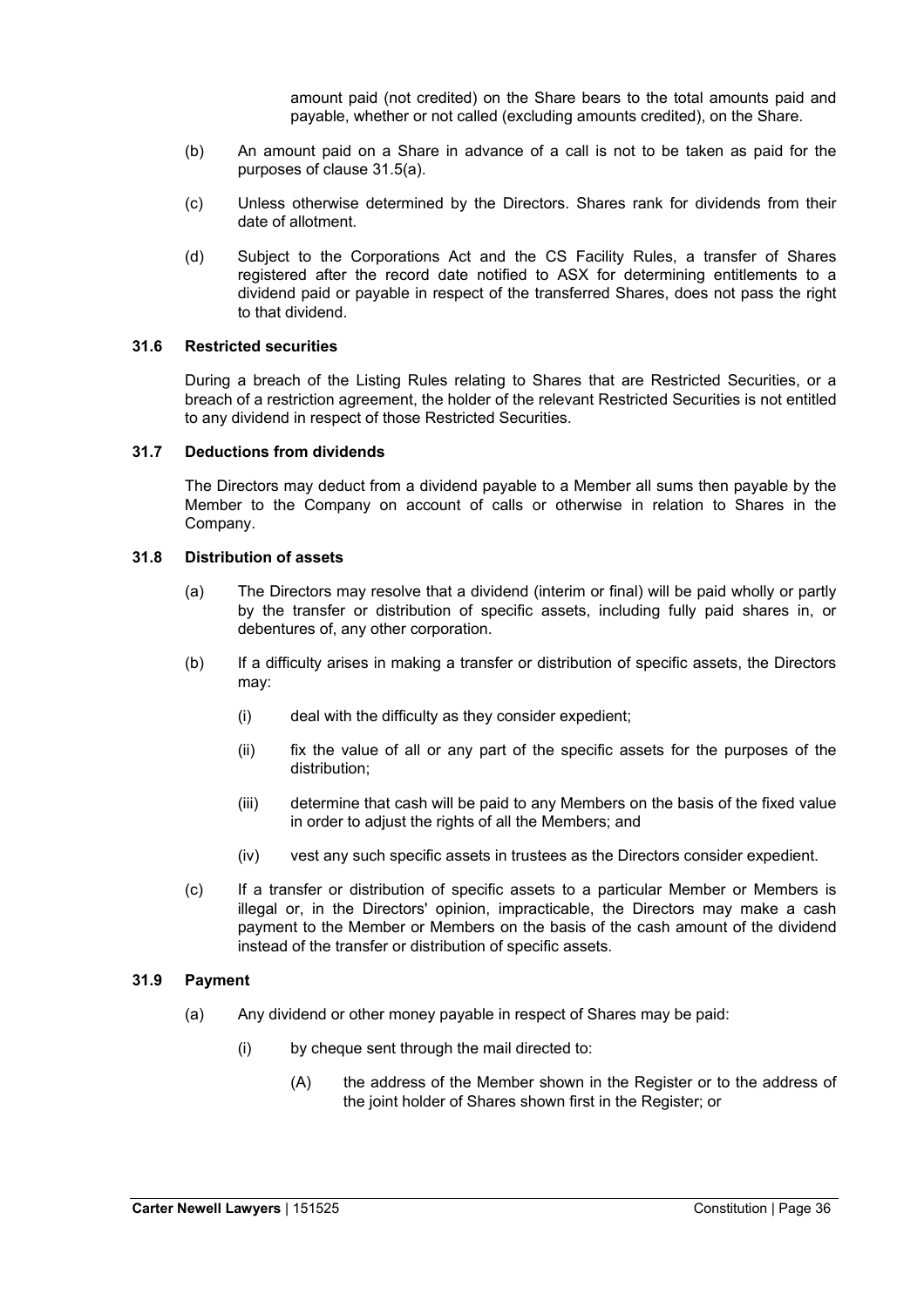amount paid (not credited) on the Share bears to the total amounts paid and payable, whether or not called (excluding amounts credited), on the Share.

(b) An amount paid on a Share in advance of a call is not to be taken as paid for the purposes of clause 31.5(a).

(c) Unless otherwise determined by the Directors. Shares rank for dividends from their date of allotment.

(d) Subject to the Corporations Act and the CS Facility Rules, a transfer of Shares registered after the record date notified to ASX for determining entitlements to a dividend paid or payable in respect of the transferred Shares, does not pass the right to that dividend.

### 31.6 Restricted securities

During a breach of the Listing Rules relating to Shares that are Restricted Securities, or a breach of a restriction agreement, the holder of the relevant Restricted Securities is not entitled to any dividend in respect of those Restricted Securities.

### 31.7 Deductions from dividends

The Directors may deduct from a dividend payable to a Member all sums then payable by the Member to the Company on account of calls or otherwise in relation to Shares in the Company.

### 31.8 Distribution of assets

(a) The Directors may resolve that a dividend (interim or final) will be paid wholly or partly by the transfer or distribution of specific assets, including fully paid shares in, or debentures of, any other corporation.

(b) If a difficulty arises in making a transfer or distribution of specific assets, the Directors may:

(i) deal with the difficulty as they consider expedient;

(ii) fix the value of all or any part of the specific assets for the purposes of the distribution;

(iii) determine that cash will be paid to any Members on the basis of the fixed value in order to adjust the rights of all the Members; and

(iv) vest any such specific assets in trustees as the Directors consider expedient.

(c) If a transfer or distribution of specific assets to a particular Member or Members is illegal or, in the Directors' opinion, impracticable, the Directors may make a cash payment to the Member or Members on the basis of the cash amount of the dividend instead of the transfer or distribution of specific assets.

### 31.9 Payment

(a) Any dividend or other money payable in respect of Shares may be paid:

(i) by cheque sent through the mail directed to:

(A) the address of the Member shown in the Register or to the address of the joint holder of Shares shown first in the Register; or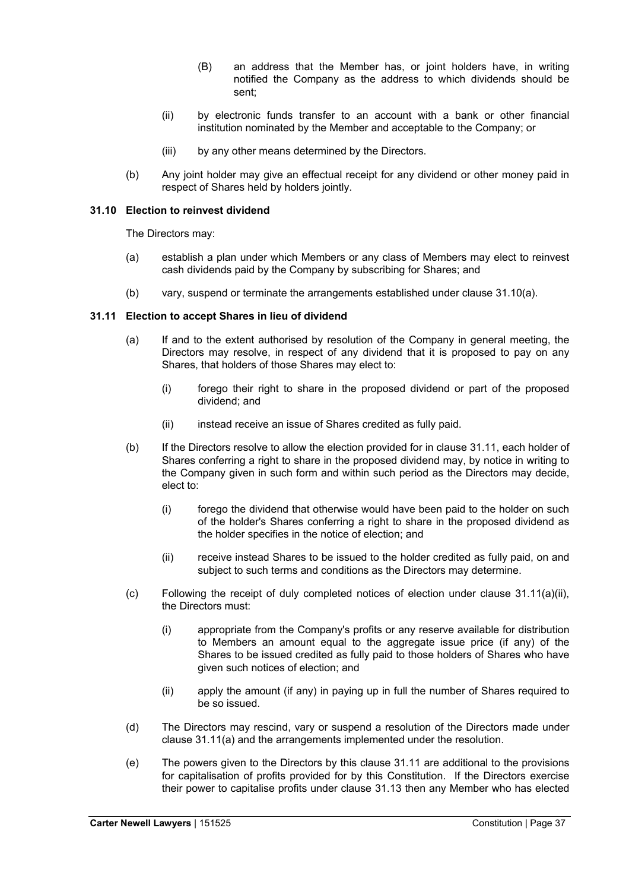(B) an address that the Member has, or joint holders have, in writing notified the Company as the address to which dividends should be sent;

(ii) by electronic funds transfer to an account with a bank or other financial institution nominated by the Member and acceptable to the Company; or

(iii) by any other means determined by the Directors.

(b) Any joint holder may give an effectual receipt for any dividend or other money paid in respect of Shares held by holders jointly.

### 31.10 Election to reinvest dividend

The Directors may:

(a) establish a plan under which Members or any class of Members may elect to reinvest cash dividends paid by the Company by subscribing for Shares; and

(b) vary, suspend or terminate the arrangements established under clause 31.10(a).

### 31.11 Election to accept Shares in lieu of dividend

(a) If and to the extent authorised by resolution of the Company in general meeting, the Directors may resolve, in respect of any dividend that it is proposed to pay on any Shares, that holders of those Shares may elect to:

(i) forego their right to share in the proposed dividend or part of the proposed dividend; and

(ii) instead receive an issue of Shares credited as fully paid.

(b) If the Directors resolve to allow the election provided for in clause 31.11, each holder of Shares conferring a right to share in the proposed dividend may, by notice in writing to the Company given in such form and within such period as the Directors may decide, elect to:

(i) forego the dividend that otherwise would have been paid to the holder on such of the holder's Shares conferring a right to share in the proposed dividend as the holder specifies in the notice of election; and

(ii) receive instead Shares to be issued to the holder credited as fully paid, on and subject to such terms and conditions as the Directors may determine.

(c) Following the receipt of duly completed notices of election under clause 31.11(a)(ii), the Directors must:

(i) appropriate from the Company's profits or any reserve available for distribution to Members an amount equal to the aggregate issue price (if any) of the Shares to be issued credited as fully paid to those holders of Shares who have given such notices of election; and

(ii) apply the amount (if any) in paying up in full the number of Shares required to be so issued.

(d) The Directors may rescind, vary or suspend a resolution of the Directors made under clause 31.11(a) and the arrangements implemented under the resolution.

(e) The powers given to the Directors by this clause 31.11 are additional to the provisions for capitalisation of profits provided for by this Constitution. If the Directors exercise their power to capitalise profits under clause 31.13 then any Member who has elected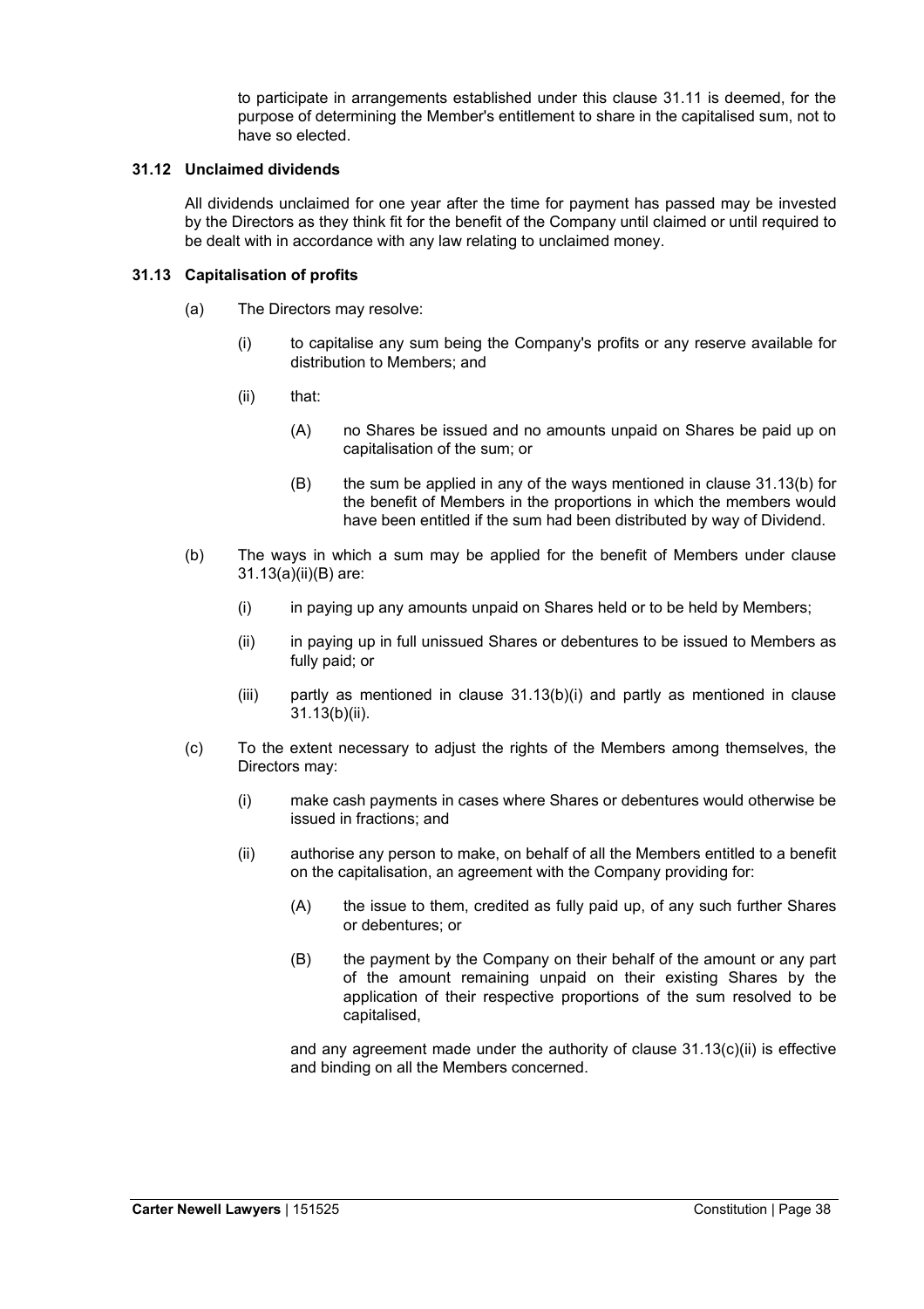to participate in arrangements established under this clause 31.11 is deemed, for the purpose of determining the Member's entitlement to share in the capitalised sum, not to have so elected.

### 31.12 Unclaimed dividends

All dividends unclaimed for one year after the time for payment has passed may be invested by the Directors as they think fit for the benefit of the Company until claimed or until required to be dealt with in accordance with any law relating to unclaimed money.

### 31.13 Capitalisation of profits

(a) The Directors may resolve:

(i) to capitalise any sum being the Company's profits or any reserve available for distribution to Members; and

(ii) that:

(A) no Shares be issued and no amounts unpaid on Shares be paid up on capitalisation of the sum; or

(B) the sum be applied in any of the ways mentioned in clause 31.13(b) for the benefit of Members in the proportions in which the members would have been entitled if the sum had been distributed by way of Dividend.

(b) The ways in which a sum may be applied for the benefit of Members under clause 31.13(a)(ii)(B) are:

(i) in paying up any amounts unpaid on Shares held or to be held by Members;

(ii) in paying up in full unissued Shares or debentures to be issued to Members as fully paid; or

(iii) partly as mentioned in clause 31.13(b)(i) and partly as mentioned in clause 31.13(b)(ii).

(c) To the extent necessary to adjust the rights of the Members among themselves, the Directors may:

(i) make cash payments in cases where Shares or debentures would otherwise be issued in fractions; and

(ii) authorise any person to make, on behalf of all the Members entitled to a benefit on the capitalisation, an agreement with the Company providing for:

(A) the issue to them, credited as fully paid up, of any such further Shares or debentures; or

(B) the payment by the Company on their behalf of the amount or any part of the amount remaining unpaid on their existing Shares by the application of their respective proportions of the sum resolved to be capitalised,

and any agreement made under the authority of clause 31.13(c)(ii) is effective and binding on all the Members concerned.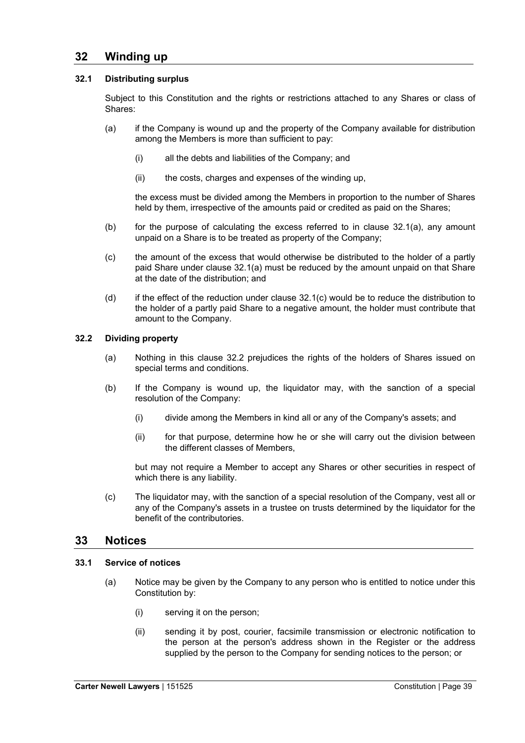## 32 Winding up

### 32.1 Distributing surplus

Subject to this Constitution and the rights or restrictions attached to any Shares or class of Shares:

(a) if the Company is wound up and the property of the Company available for distribution among the Members is more than sufficient to pay:

(i) all the debts and liabilities of the Company; and

(ii) the costs, charges and expenses of the winding up,

the excess must be divided among the Members in proportion to the number of Shares held by them, irrespective of the amounts paid or credited as paid on the Shares;

(b) for the purpose of calculating the excess referred to in clause 32.1(a), any amount unpaid on a Share is to be treated as property of the Company;

(c) the amount of the excess that would otherwise be distributed to the holder of a partly paid Share under clause 32.1(a) must be reduced by the amount unpaid on that Share at the date of the distribution; and

(d) if the effect of the reduction under clause 32.1(c) would be to reduce the distribution to the holder of a partly paid Share to a negative amount, the holder must contribute that amount to the Company.

### 32.2 Dividing property

(a) Nothing in this clause 32.2 prejudices the rights of the holders of Shares issued on special terms and conditions.

(b) If the Company is wound up, the liquidator may, with the sanction of a special resolution of the Company:

(i) divide among the Members in kind all or any of the Company's assets; and

(ii) for that purpose, determine how he or she will carry out the division between the different classes of Members,

but may not require a Member to accept any Shares or other securities in respect of which there is any liability.

(c) The liquidator may, with the sanction of a special resolution of the Company, vest all or any of the Company's assets in a trustee on trusts determined by the liquidator for the benefit of the contributories.

## 33 Notices

### 33.1 Service of notices

(a) Notice may be given by the Company to any person who is entitled to notice under this Constitution by:

(i) serving it on the person;

(ii) sending it by post, courier, facsimile transmission or electronic notification to the person at the person's address shown in the Register or the address supplied by the person to the Company for sending notices to the person; or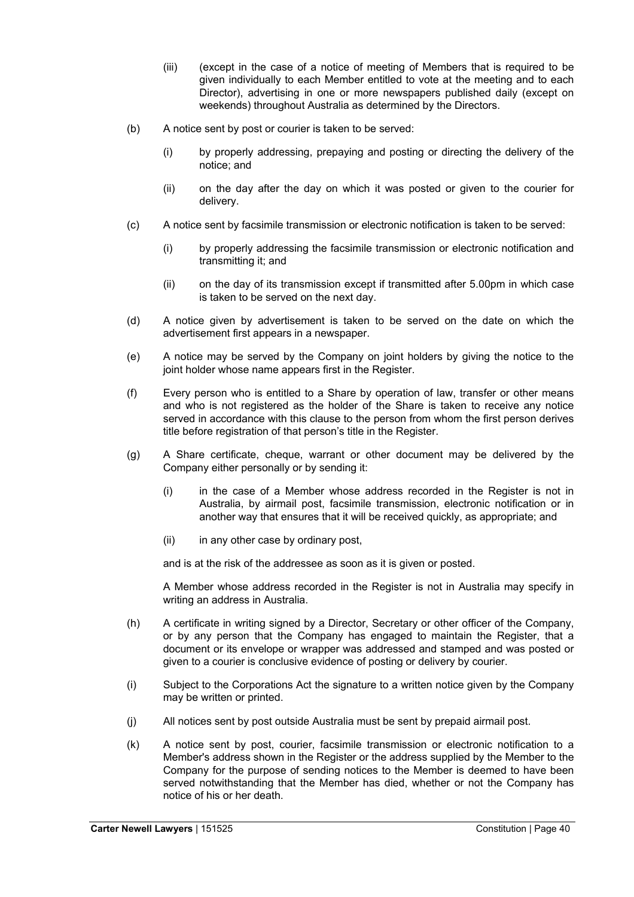(iii) (except in the case of a notice of meeting of Members that is required to be given individually to each Member entitled to vote at the meeting and to each Director), advertising in one or more newspapers published daily (except on weekends) throughout Australia as determined by the Directors.

(b) A notice sent by post or courier is taken to be served:

(i) by properly addressing, prepaying and posting or directing the delivery of the notice; and

(ii) on the day after the day on which it was posted or given to the courier for delivery.

(c) A notice sent by facsimile transmission or electronic notification is taken to be served:

(i) by properly addressing the facsimile transmission or electronic notification and transmitting it; and

(ii) on the day of its transmission except if transmitted after 5.00pm in which case is taken to be served on the next day.

(d) A notice given by advertisement is taken to be served on the date on which the advertisement first appears in a newspaper.

(e) A notice may be served by the Company on joint holders by giving the notice to the joint holder whose name appears first in the Register.

(f) Every person who is entitled to a Share by operation of law, transfer or other means and who is not registered as the holder of the Share is taken to receive any notice served in accordance with this clause to the person from whom the first person derives title before registration of that person's title in the Register.

(g) A Share certificate, cheque, warrant or other document may be delivered by the Company either personally or by sending it:

(i) in the case of a Member whose address recorded in the Register is not in Australia, by airmail post, facsimile transmission, electronic notification or in another way that ensures that it will be received quickly, as appropriate; and

(ii) in any other case by ordinary post,

and is at the risk of the addressee as soon as it is given or posted.

A Member whose address recorded in the Register is not in Australia may specify in writing an address in Australia.

(h) A certificate in writing signed by a Director, Secretary or other officer of the Company, or by any person that the Company has engaged to maintain the Register, that a document or its envelope or wrapper was addressed and stamped and was posted or given to a courier is conclusive evidence of posting or delivery by courier.

(i) Subject to the Corporations Act the signature to a written notice given by the Company may be written or printed.

(j) All notices sent by post outside Australia must be sent by prepaid airmail post.

(k) A notice sent by post, courier, facsimile transmission or electronic notification to a Member's address shown in the Register or the address supplied by the Member to the Company for the purpose of sending notices to the Member is deemed to have been served notwithstanding that the Member has died, whether or not the Company has notice of his or her death.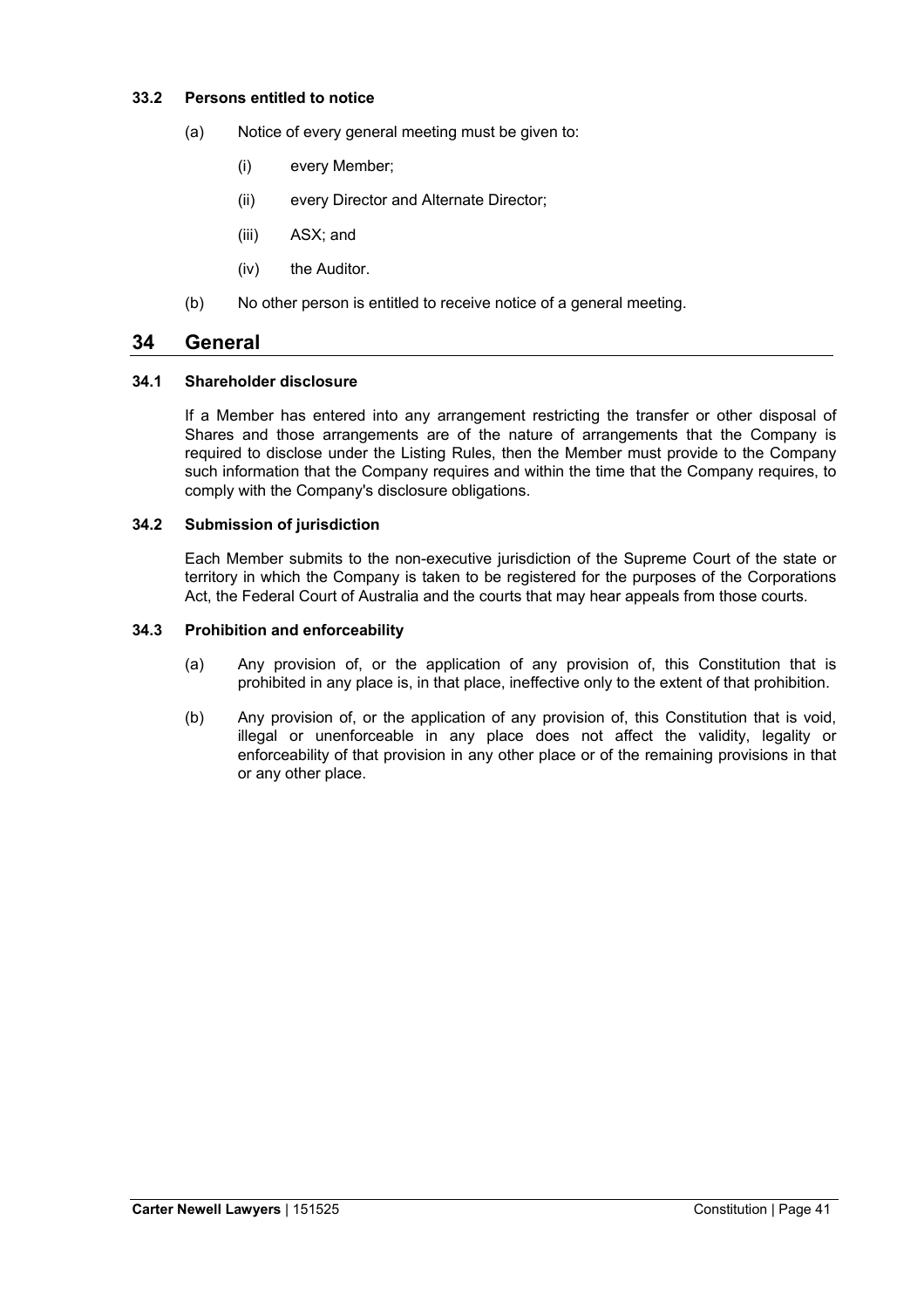### 33.2 Persons entitled to notice

(a) Notice of every general meeting must be given to:

(i) every Member;

(ii) every Director and Alternate Director;

(iii) ASX; and

(iv) the Auditor.

(b) No other person is entitled to receive notice of a general meeting.

## 34 General

### 34.1 Shareholder disclosure

If a Member has entered into any arrangement restricting the transfer or other disposal of Shares and those arrangements are of the nature of arrangements that the Company is required to disclose under the Listing Rules, then the Member must provide to the Company such information that the Company requires and within the time that the Company requires, to comply with the Company's disclosure obligations.

### 34.2 Submission of jurisdiction

Each Member submits to the non-executive jurisdiction of the Supreme Court of the state or territory in which the Company is taken to be registered for the purposes of the Corporations Act, the Federal Court of Australia and the courts that may hear appeals from those courts.

### 34.3 Prohibition and enforceability

(a) Any provision of, or the application of any provision of, this Constitution that is prohibited in any place is, in that place, ineffective only to the extent of that prohibition.

(b) Any provision of, or the application of any provision of, this Constitution that is void, illegal or unenforceable in any place does not affect the validity, legality or enforceability of that provision in any other place or of the remaining provisions in that or any other place.